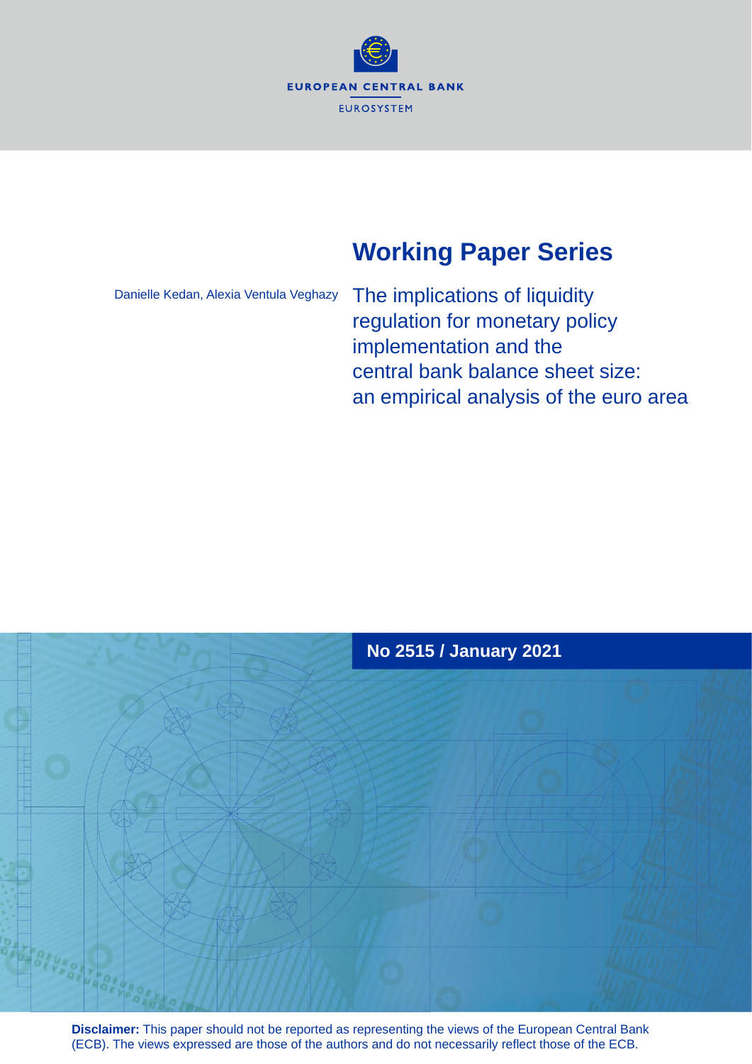EUROPEAN CENTRAL BANK

EUROSYSTEM

# Working Paper Series

Danielle Kedan, Alexia Ventula Veghazy

## The implications of liquidity regulation for monetary policy implementation and the central bank balance sheet size: an empirical analysis of the euro area

**No 2515 / January 2021**

**Disclaimer:** This paper should not be reported as representing the views of the European Central Bank (ECB). The views expressed are those of the authors and do not necessarily reflect those of the ECB.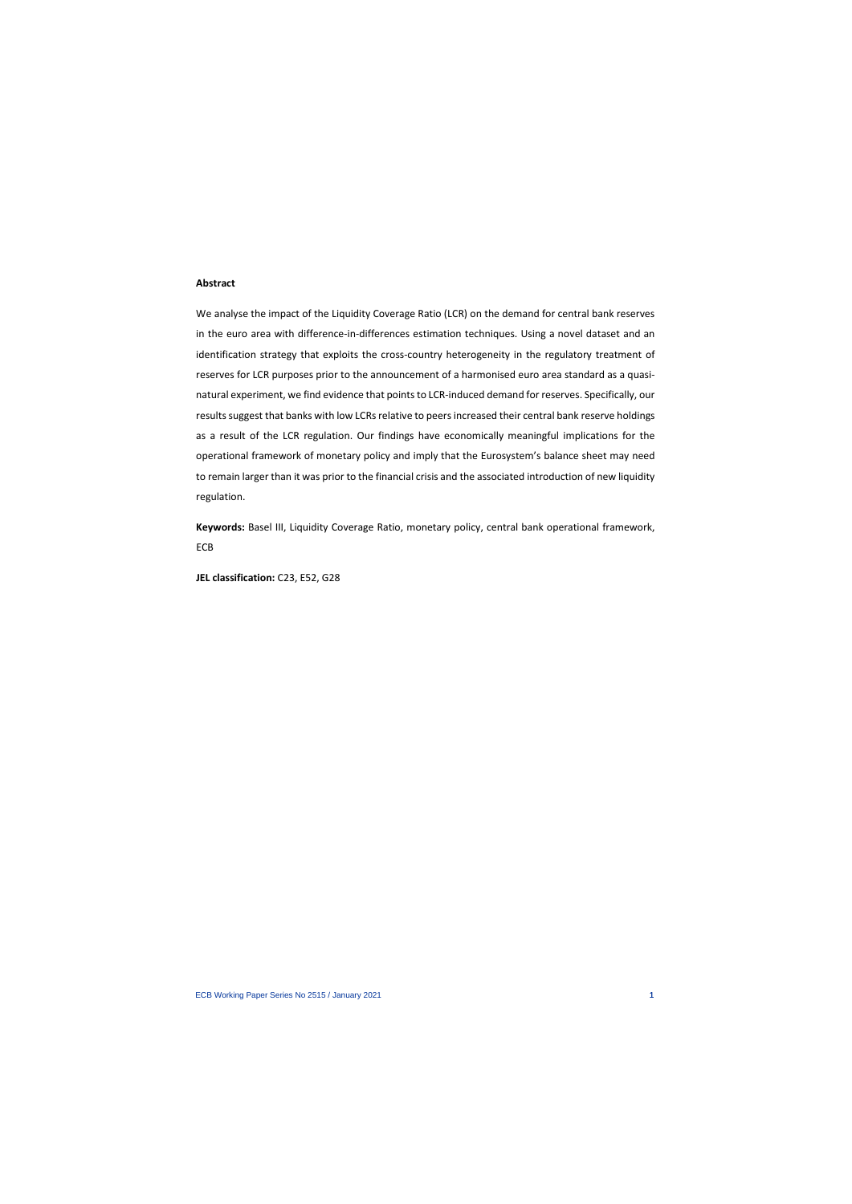**Abstract**

We analyse the impact of the Liquidity Coverage Ratio (LCR) on the demand for central bank reserves in the euro area with difference-in-differences estimation techniques. Using a novel dataset and an identification strategy that exploits the cross-country heterogeneity in the regulatory treatment of reserves for LCR purposes prior to the announcement of a harmonised euro area standard as a quasi-natural experiment, we find evidence that points to LCR-induced demand for reserves. Specifically, our results suggest that banks with low LCRs relative to peers increased their central bank reserve holdings as a result of the LCR regulation. Our findings have economically meaningful implications for the operational framework of monetary policy and imply that the Eurosystem's balance sheet may need to remain larger than it was prior to the financial crisis and the associated introduction of new liquidity regulation.

**Keywords:** Basel III, Liquidity Coverage Ratio, monetary policy, central bank operational framework, ECB

**JEL classification:** C23, E52, G28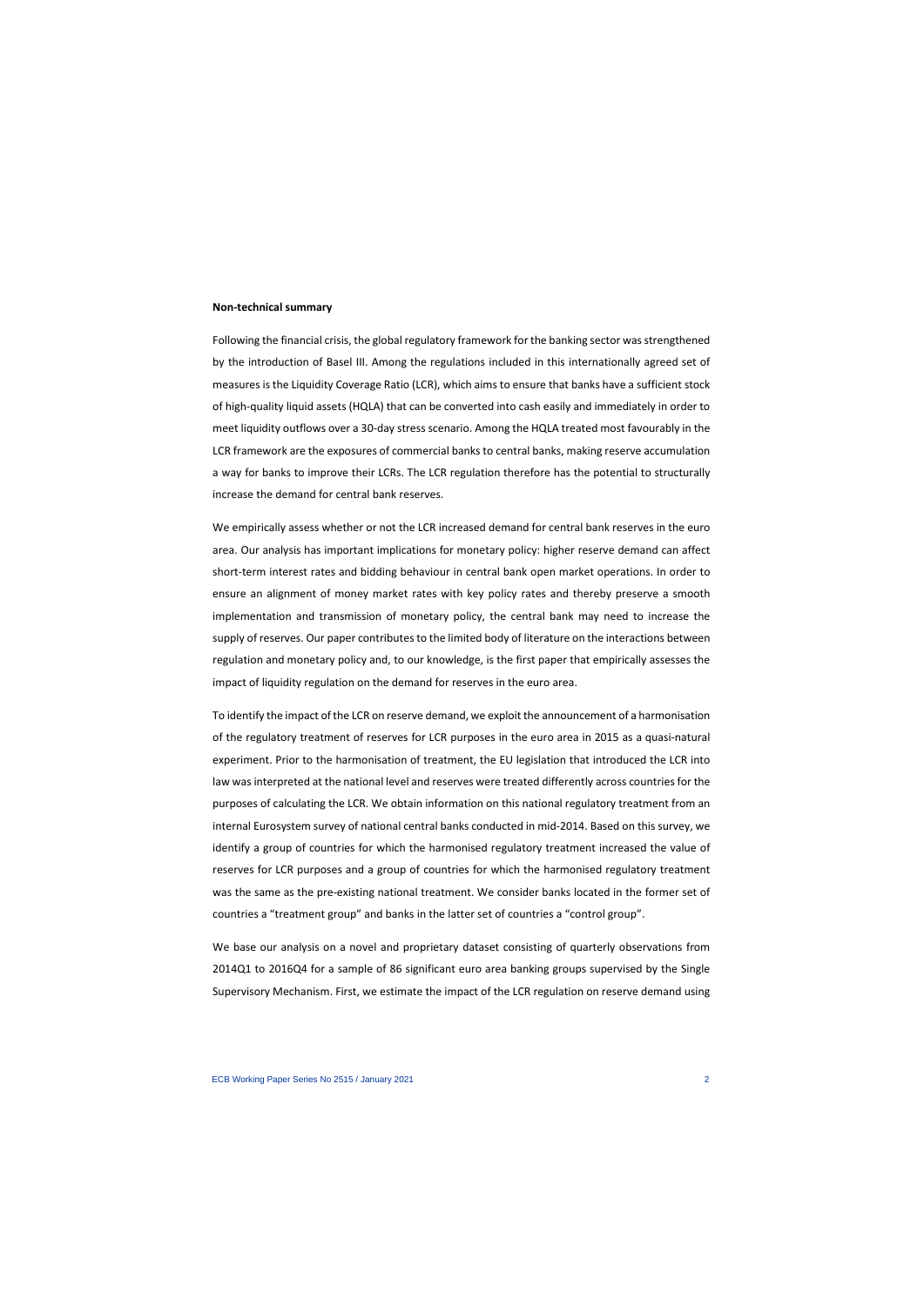**Non-technical summary**

Following the financial crisis, the global regulatory framework for the banking sector was strengthened by the introduction of Basel III. Among the regulations included in this internationally agreed set of measures is the Liquidity Coverage Ratio (LCR), which aims to ensure that banks have a sufficient stock of high-quality liquid assets (HQLA) that can be converted into cash easily and immediately in order to meet liquidity outflows over a 30-day stress scenario. Among the HQLA treated most favourably in the LCR framework are the exposures of commercial banks to central banks, making reserve accumulation a way for banks to improve their LCRs. The LCR regulation therefore has the potential to structurally increase the demand for central bank reserves.

We empirically assess whether or not the LCR increased demand for central bank reserves in the euro area. Our analysis has important implications for monetary policy: higher reserve demand can affect short-term interest rates and bidding behaviour in central bank open market operations. In order to ensure an alignment of money market rates with key policy rates and thereby preserve a smooth implementation and transmission of monetary policy, the central bank may need to increase the supply of reserves. Our paper contributes to the limited body of literature on the interactions between regulation and monetary policy and, to our knowledge, is the first paper that empirically assesses the impact of liquidity regulation on the demand for reserves in the euro area.

To identify the impact of the LCR on reserve demand, we exploit the announcement of a harmonisation of the regulatory treatment of reserves for LCR purposes in the euro area in 2015 as a quasi-natural experiment. Prior to the harmonisation of treatment, the EU legislation that introduced the LCR into law was interpreted at the national level and reserves were treated differently across countries for the purposes of calculating the LCR. We obtain information on this national regulatory treatment from an internal Eurosystem survey of national central banks conducted in mid-2014. Based on this survey, we identify a group of countries for which the harmonised regulatory treatment increased the value of reserves for LCR purposes and a group of countries for which the harmonised regulatory treatment was the same as the pre-existing national treatment. We consider banks located in the former set of countries a "treatment group" and banks in the latter set of countries a "control group".

We base our analysis on a novel and proprietary dataset consisting of quarterly observations from 2014Q1 to 2016Q4 for a sample of 86 significant euro area banking groups supervised by the Single Supervisory Mechanism. First, we estimate the impact of the LCR regulation on reserve demand using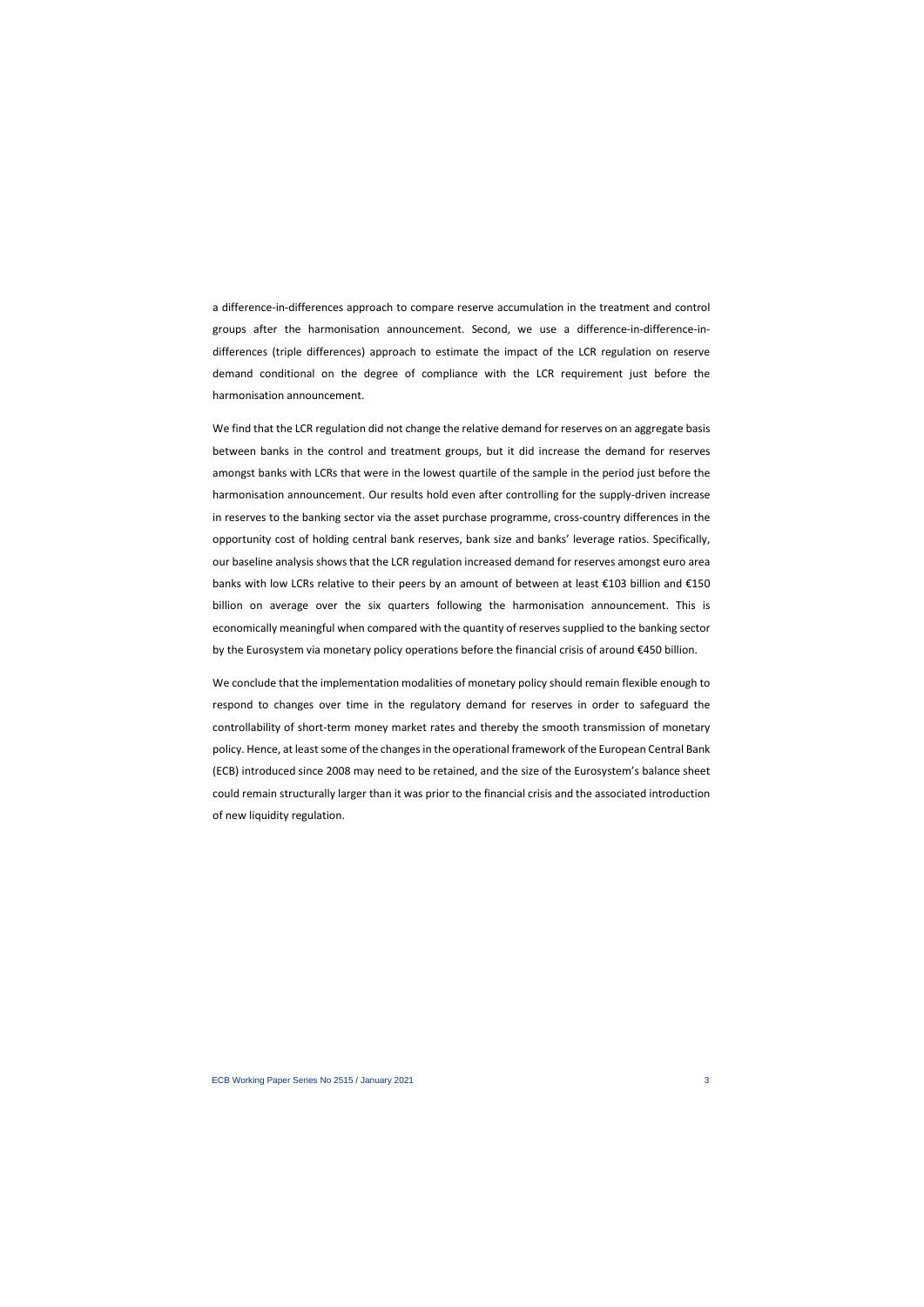a difference-in-differences approach to compare reserve accumulation in the treatment and control groups after the harmonisation announcement. Second, we use a difference-in-difference-in-differences (triple differences) approach to estimate the impact of the LCR regulation on reserve demand conditional on the degree of compliance with the LCR requirement just before the harmonisation announcement.

We find that the LCR regulation did not change the relative demand for reserves on an aggregate basis between banks in the control and treatment groups, but it did increase the demand for reserves amongst banks with LCRs that were in the lowest quartile of the sample in the period just before the harmonisation announcement. Our results hold even after controlling for the supply-driven increase in reserves to the banking sector via the asset purchase programme, cross-country differences in the opportunity cost of holding central bank reserves, bank size and banks' leverage ratios. Specifically, our baseline analysis shows that the LCR regulation increased demand for reserves amongst euro area banks with low LCRs relative to their peers by an amount of between at least €103 billion and €150 billion on average over the six quarters following the harmonisation announcement. This is economically meaningful when compared with the quantity of reserves supplied to the banking sector by the Eurosystem via monetary policy operations before the financial crisis of around €450 billion.

We conclude that the implementation modalities of monetary policy should remain flexible enough to respond to changes over time in the regulatory demand for reserves in order to safeguard the controllability of short-term money market rates and thereby the smooth transmission of monetary policy. Hence, at least some of the changes in the operational framework of the European Central Bank (ECB) introduced since 2008 may need to be retained, and the size of the Eurosystem's balance sheet could remain structurally larger than it was prior to the financial crisis and the associated introduction of new liquidity regulation.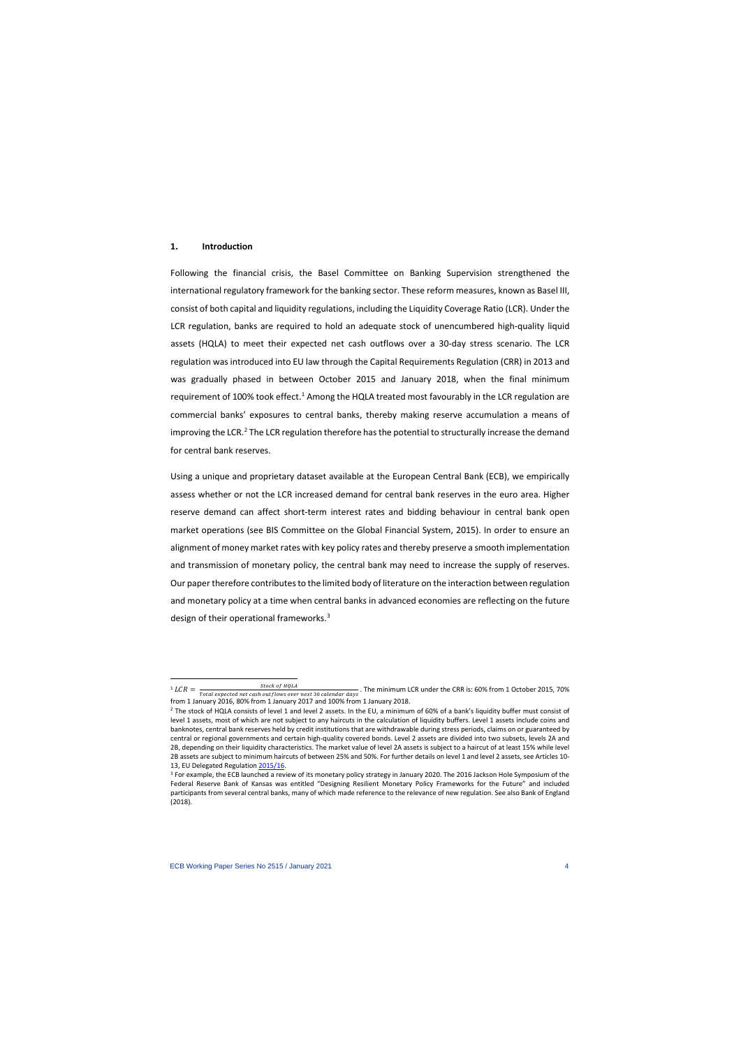## 1. Introduction

Following the financial crisis, the Basel Committee on Banking Supervision strengthened the international regulatory framework for the banking sector. These reform measures, known as Basel III, consist of both capital and liquidity regulations, including the Liquidity Coverage Ratio (LCR). Under the LCR regulation, banks are required to hold an adequate stock of unencumbered high-quality liquid assets (HQLA) to meet their expected net cash outflows over a 30-day stress scenario. The LCR regulation was introduced into EU law through the Capital Requirements Regulation (CRR) in 2013 and was gradually phased in between October 2015 and January 2018, when the final minimum requirement of 100% took effect.[1] Among the HQLA treated most favourably in the LCR regulation are commercial banks' exposures to central banks, thereby making reserve accumulation a means of improving the LCR.[2] The LCR regulation therefore has the potential to structurally increase the demand for central bank reserves.

Using a unique and proprietary dataset available at the European Central Bank (ECB), we empirically assess whether or not the LCR increased demand for central bank reserves in the euro area. Higher reserve demand can affect short-term interest rates and bidding behaviour in central bank open market operations (see BIS Committee on the Global Financial System, 2015). In order to ensure an alignment of money market rates with key policy rates and thereby preserve a smooth implementation and transmission of monetary policy, the central bank may need to increase the supply of reserves. Our paper therefore contributes to the limited body of literature on the interaction between regulation and monetary policy at a time when central banks in advanced economies are reflecting on the future design of their operational frameworks.[3]

---

[1] $LCR = \frac{Stock\ of\ HQLA}{Total\ expected\ net\ cash\ outflows\ over\ next\ 30\ calendar\ days}$. The minimum LCR under the CRR is: 60% from 1 October 2015, 70% from 1 January 2016, 80% from 1 January 2017 and 100% from 1 January 2018.

[2] The stock of HQLA consists of level 1 and level 2 assets. In the EU, a minimum of 60% of a bank's liquidity buffer must consist of level 1 assets, most of which are not subject to any haircuts in the calculation of liquidity buffers. Level 1 assets include coins and banknotes, central bank reserves held by credit institutions that are withdrawable during stress periods, claims on or guaranteed by central or regional governments and certain high-quality covered bonds. Level 2 assets are divided into two subsets, levels 2A and 2B, depending on their liquidity characteristics. The market value of level 2A assets is subject to a haircut of at least 15% while level 2B assets are subject to minimum haircuts of between 25% and 50%. For further details on level 1 and level 2 assets, see Articles 10-13, EU Delegated Regulation 2015/16.

[3] For example, the ECB launched a review of its monetary policy strategy in January 2020. The 2016 Jackson Hole Symposium of the Federal Reserve Bank of Kansas was entitled "Designing Resilient Monetary Policy Frameworks for the Future" and included participants from several central banks, many of which made reference to the relevance of new regulation. See also Bank of England (2018).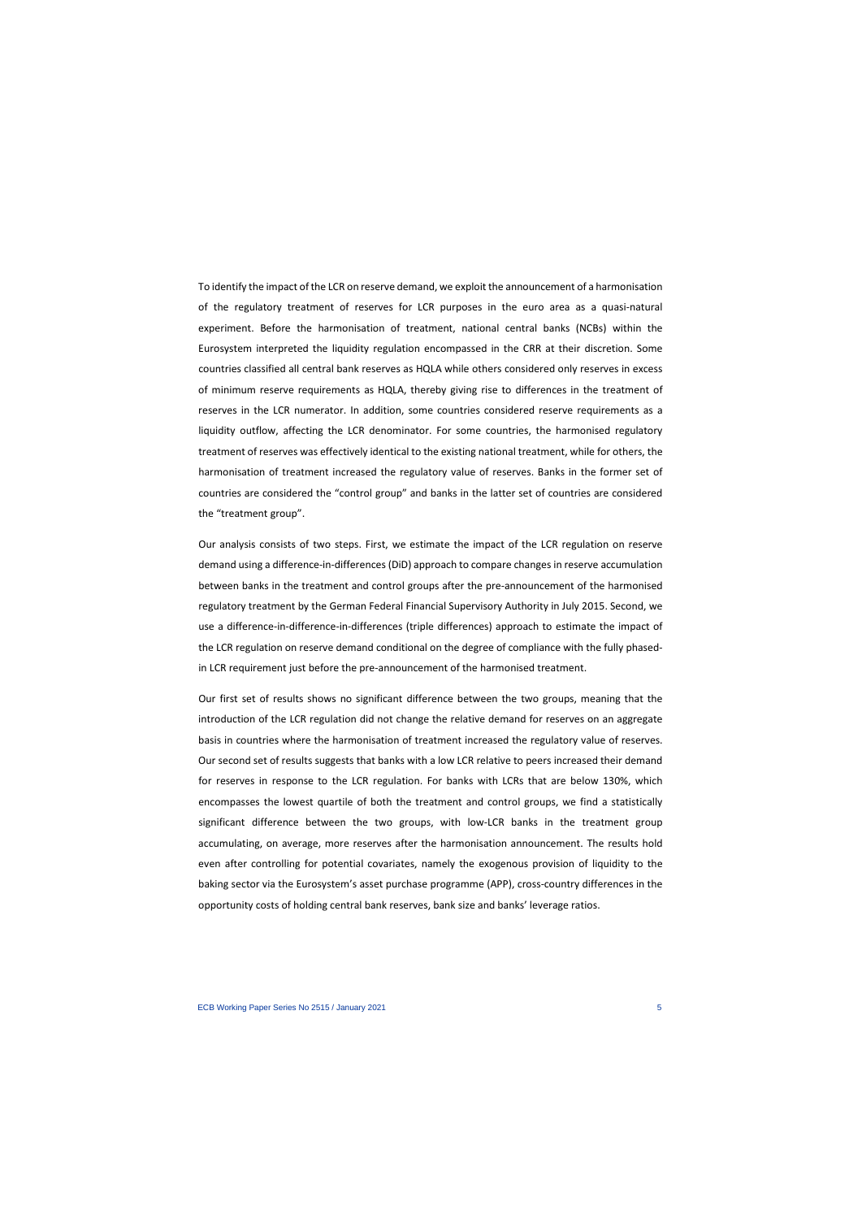To identify the impact of the LCR on reserve demand, we exploit the announcement of a harmonisation of the regulatory treatment of reserves for LCR purposes in the euro area as a quasi-natural experiment. Before the harmonisation of treatment, national central banks (NCBs) within the Eurosystem interpreted the liquidity regulation encompassed in the CRR at their discretion. Some countries classified all central bank reserves as HQLA while others considered only reserves in excess of minimum reserve requirements as HQLA, thereby giving rise to differences in the treatment of reserves in the LCR numerator. In addition, some countries considered reserve requirements as a liquidity outflow, affecting the LCR denominator. For some countries, the harmonised regulatory treatment of reserves was effectively identical to the existing national treatment, while for others, the harmonisation of treatment increased the regulatory value of reserves. Banks in the former set of countries are considered the "control group" and banks in the latter set of countries are considered the "treatment group".

Our analysis consists of two steps. First, we estimate the impact of the LCR regulation on reserve demand using a difference-in-differences (DiD) approach to compare changes in reserve accumulation between banks in the treatment and control groups after the pre-announcement of the harmonised regulatory treatment by the German Federal Financial Supervisory Authority in July 2015. Second, we use a difference-in-difference-in-differences (triple differences) approach to estimate the impact of the LCR regulation on reserve demand conditional on the degree of compliance with the fully phased-in LCR requirement just before the pre-announcement of the harmonised treatment.

Our first set of results shows no significant difference between the two groups, meaning that the introduction of the LCR regulation did not change the relative demand for reserves on an aggregate basis in countries where the harmonisation of treatment increased the regulatory value of reserves. Our second set of results suggests that banks with a low LCR relative to peers increased their demand for reserves in response to the LCR regulation. For banks with LCRs that are below 130%, which encompasses the lowest quartile of both the treatment and control groups, we find a statistically significant difference between the two groups, with low-LCR banks in the treatment group accumulating, on average, more reserves after the harmonisation announcement. The results hold even after controlling for potential covariates, namely the exogenous provision of liquidity to the baking sector via the Eurosystem's asset purchase programme (APP), cross-country differences in the opportunity costs of holding central bank reserves, bank size and banks' leverage ratios.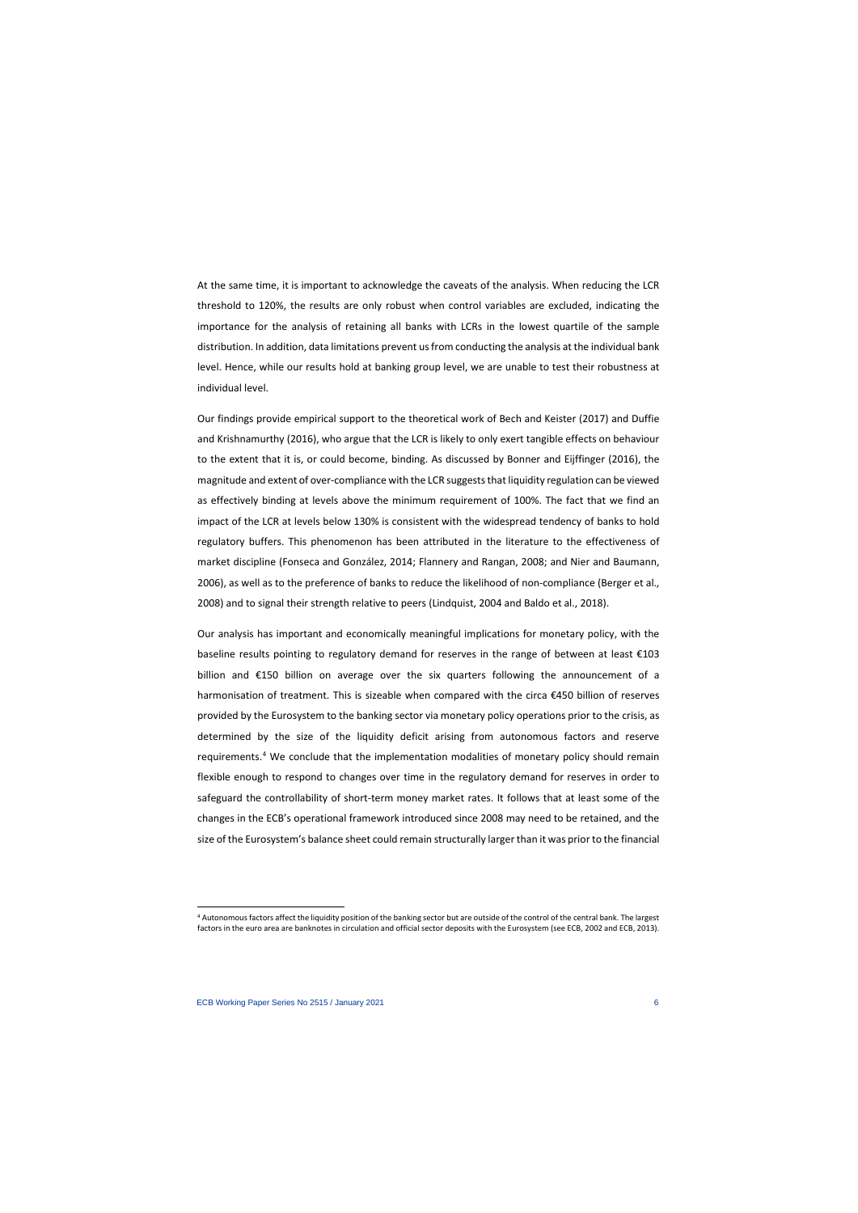At the same time, it is important to acknowledge the caveats of the analysis. When reducing the LCR threshold to 120%, the results are only robust when control variables are excluded, indicating the importance for the analysis of retaining all banks with LCRs in the lowest quartile of the sample distribution. In addition, data limitations prevent us from conducting the analysis at the individual bank level. Hence, while our results hold at banking group level, we are unable to test their robustness at individual level.

Our findings provide empirical support to the theoretical work of Bech and Keister (2017) and Duffie and Krishnamurthy (2016), who argue that the LCR is likely to only exert tangible effects on behaviour to the extent that it is, or could become, binding. As discussed by Bonner and Eijffinger (2016), the magnitude and extent of over-compliance with the LCR suggests that liquidity regulation can be viewed as effectively binding at levels above the minimum requirement of 100%. The fact that we find an impact of the LCR at levels below 130% is consistent with the widespread tendency of banks to hold regulatory buffers. This phenomenon has been attributed in the literature to the effectiveness of market discipline (Fonseca and González, 2014; Flannery and Rangan, 2008; and Nier and Baumann, 2006), as well as to the preference of banks to reduce the likelihood of non-compliance (Berger et al., 2008) and to signal their strength relative to peers (Lindquist, 2004 and Baldo et al., 2018).

Our analysis has important and economically meaningful implications for monetary policy, with the baseline results pointing to regulatory demand for reserves in the range of between at least €103 billion and €150 billion on average over the six quarters following the announcement of a harmonisation of treatment. This is sizeable when compared with the circa €450 billion of reserves provided by the Eurosystem to the banking sector via monetary policy operations prior to the crisis, as determined by the size of the liquidity deficit arising from autonomous factors and reserve requirements.[4] We conclude that the implementation modalities of monetary policy should remain flexible enough to respond to changes over time in the regulatory demand for reserves in order to safeguard the controllability of short-term money market rates. It follows that at least some of the changes in the ECB's operational framework introduced since 2008 may need to be retained, and the size of the Eurosystem's balance sheet could remain structurally larger than it was prior to the financial

[4] Autonomous factors affect the liquidity position of the banking sector but are outside of the control of the central bank. The largest factors in the euro area are banknotes in circulation and official sector deposits with the Eurosystem (see ECB, 2002 and ECB, 2013).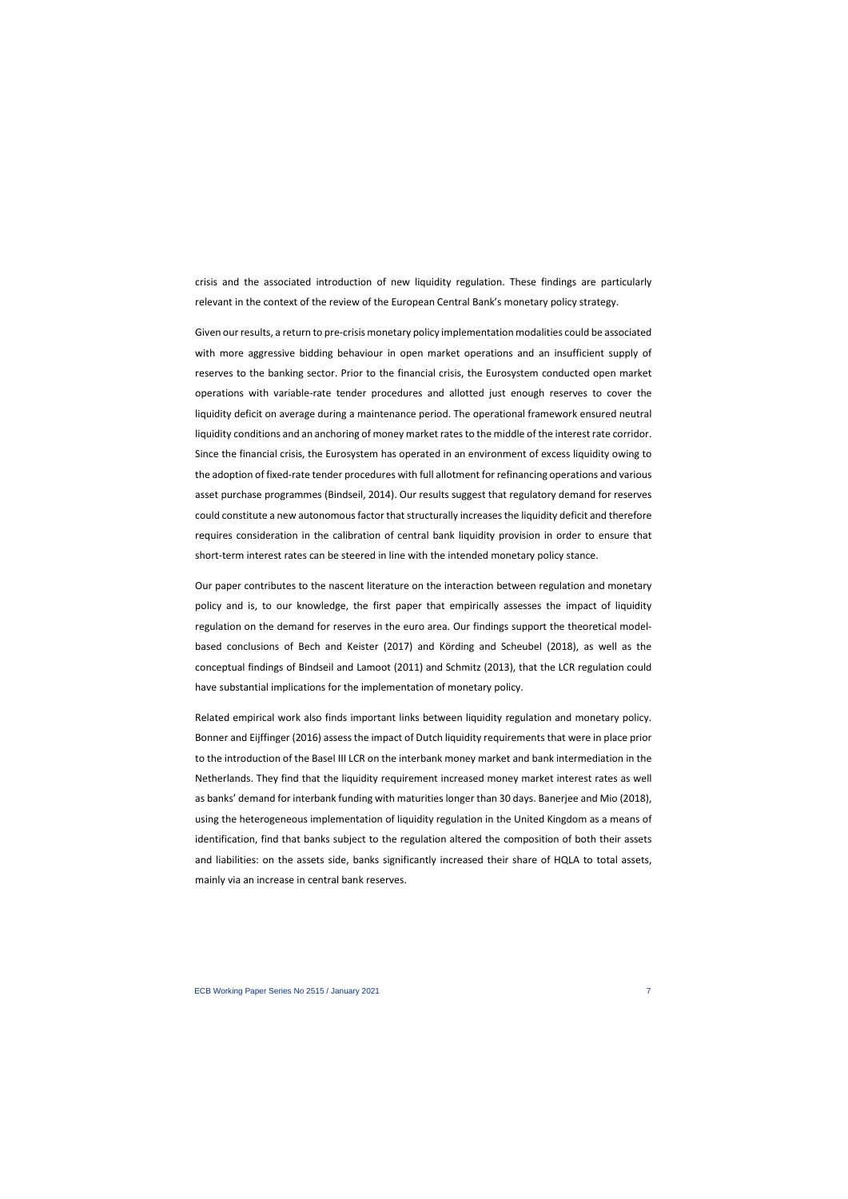crisis and the associated introduction of new liquidity regulation. These findings are particularly relevant in the context of the review of the European Central Bank's monetary policy strategy.

Given our results, a return to pre-crisis monetary policy implementation modalities could be associated with more aggressive bidding behaviour in open market operations and an insufficient supply of reserves to the banking sector. Prior to the financial crisis, the Eurosystem conducted open market operations with variable-rate tender procedures and allotted just enough reserves to cover the liquidity deficit on average during a maintenance period. The operational framework ensured neutral liquidity conditions and an anchoring of money market rates to the middle of the interest rate corridor. Since the financial crisis, the Eurosystem has operated in an environment of excess liquidity owing to the adoption of fixed-rate tender procedures with full allotment for refinancing operations and various asset purchase programmes (Bindseil, 2014). Our results suggest that regulatory demand for reserves could constitute a new autonomous factor that structurally increases the liquidity deficit and therefore requires consideration in the calibration of central bank liquidity provision in order to ensure that short-term interest rates can be steered in line with the intended monetary policy stance.

Our paper contributes to the nascent literature on the interaction between regulation and monetary policy and is, to our knowledge, the first paper that empirically assesses the impact of liquidity regulation on the demand for reserves in the euro area. Our findings support the theoretical model-based conclusions of Bech and Keister (2017) and Körding and Scheubel (2018), as well as the conceptual findings of Bindseil and Lamoot (2011) and Schmitz (2013), that the LCR regulation could have substantial implications for the implementation of monetary policy.

Related empirical work also finds important links between liquidity regulation and monetary policy. Bonner and Eijffinger (2016) assess the impact of Dutch liquidity requirements that were in place prior to the introduction of the Basel III LCR on the interbank money market and bank intermediation in the Netherlands. They find that the liquidity requirement increased money market interest rates as well as banks' demand for interbank funding with maturities longer than 30 days. Banerjee and Mio (2018), using the heterogeneous implementation of liquidity regulation in the United Kingdom as a means of identification, find that banks subject to the regulation altered the composition of both their assets and liabilities: on the assets side, banks significantly increased their share of HQLA to total assets, mainly via an increase in central bank reserves.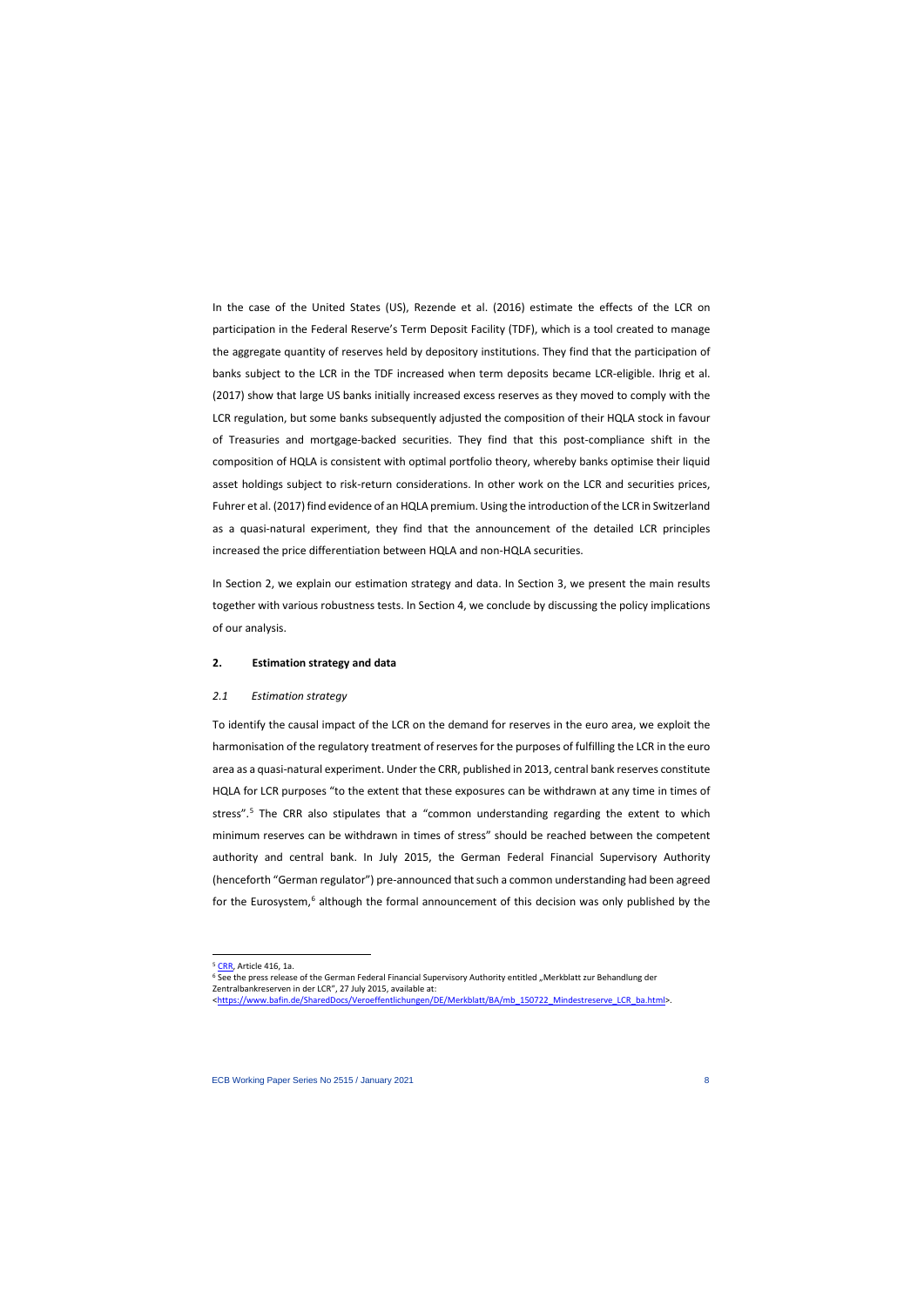In the case of the United States (US), Rezende et al. (2016) estimate the effects of the LCR on participation in the Federal Reserve's Term Deposit Facility (TDF), which is a tool created to manage the aggregate quantity of reserves held by depository institutions. They find that the participation of banks subject to the LCR in the TDF increased when term deposits became LCR-eligible. Ihrig et al. (2017) show that large US banks initially increased excess reserves as they moved to comply with the LCR regulation, but some banks subsequently adjusted the composition of their HQLA stock in favour of Treasuries and mortgage-backed securities. They find that this post-compliance shift in the composition of HQLA is consistent with optimal portfolio theory, whereby banks optimise their liquid asset holdings subject to risk-return considerations. In other work on the LCR and securities prices, Fuhrer et al. (2017) find evidence of an HQLA premium. Using the introduction of the LCR in Switzerland as a quasi-natural experiment, they find that the announcement of the detailed LCR principles increased the price differentiation between HQLA and non-HQLA securities.

In Section 2, we explain our estimation strategy and data. In Section 3, we present the main results together with various robustness tests. In Section 4, we conclude by discussing the policy implications of our analysis.

## 2. Estimation strategy and data

### *2.1 Estimation strategy*

To identify the causal impact of the LCR on the demand for reserves in the euro area, we exploit the harmonisation of the regulatory treatment of reserves for the purposes of fulfilling the LCR in the euro area as a quasi-natural experiment. Under the CRR, published in 2013, central bank reserves constitute HQLA for LCR purposes "to the extent that these exposures can be withdrawn at any time in times of stress".[5] The CRR also stipulates that a "common understanding regarding the extent to which minimum reserves can be withdrawn in times of stress" should be reached between the competent authority and central bank. In July 2015, the German Federal Financial Supervisory Authority (henceforth "German regulator") pre-announced that such a common understanding had been agreed for the Eurosystem,[6] although the formal announcement of this decision was only published by the

---

[5] CRR, Article 416, 1a.

[6] See the press release of the German Federal Financial Supervisory Authority entitled „Merkblatt zur Behandlung der Zentralbankreserven in der LCR", 27 July 2015, available at: <https://www.bafin.de/SharedDocs/Veroeffentlichungen/DE/Merkblatt/BA/mb_150722_Mindestreserve_LCR_ba.html>.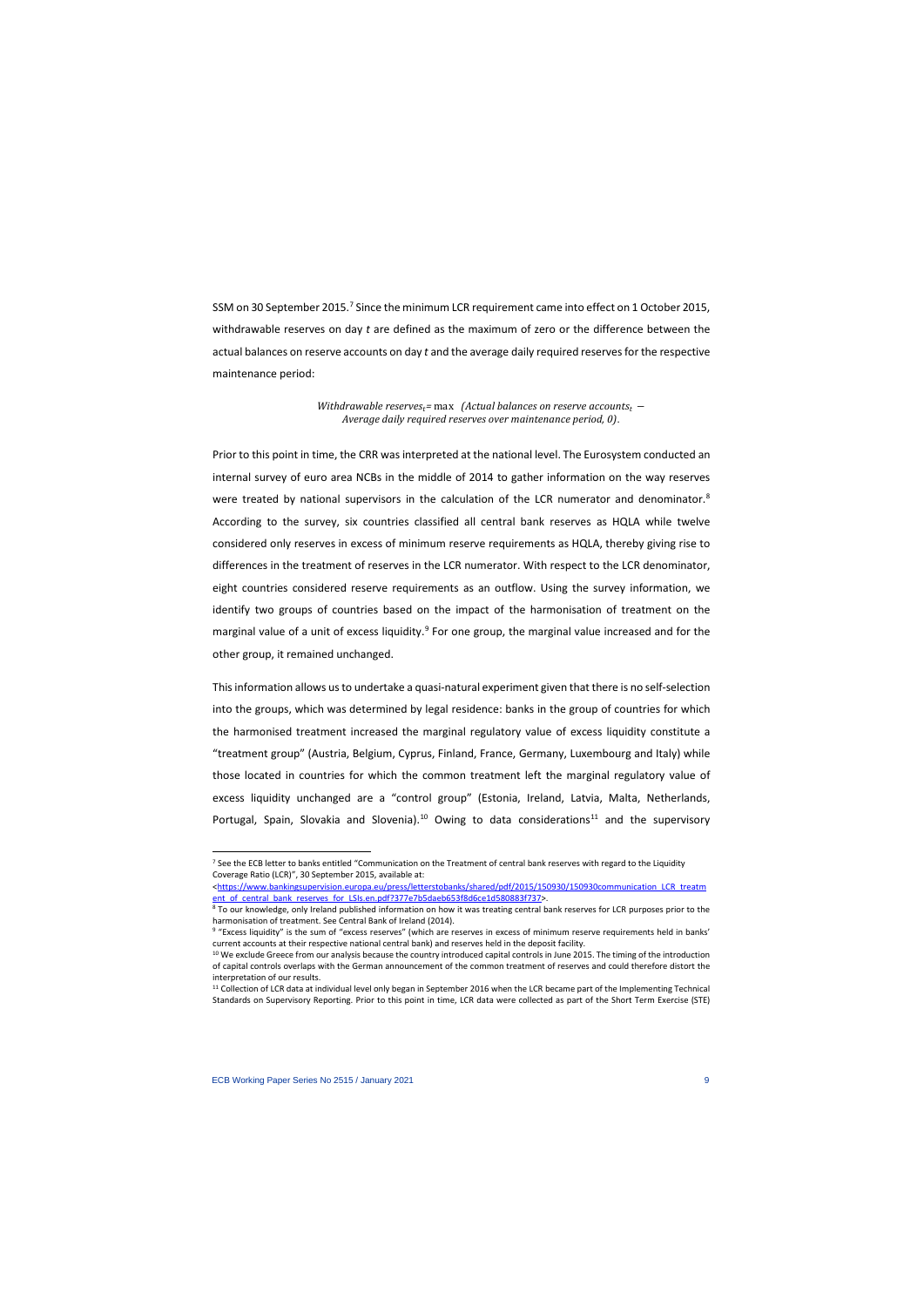SSM on 30 September 2015.[7] Since the minimum LCR requirement came into effect on 1 October 2015, withdrawable reserves on day *t* are defined as the maximum of zero or the difference between the actual balances on reserve accounts on day *t* and the average daily required reserves for the respective maintenance period:

$$Withdrawable\ reserves_t = \max\ (Actual\ balances\ on\ reserve\ accounts_t - Average\ daily\ required\ reserves\ over\ maintenance\ period,\ 0).$$

Prior to this point in time, the CRR was interpreted at the national level. The Eurosystem conducted an internal survey of euro area NCBs in the middle of 2014 to gather information on the way reserves were treated by national supervisors in the calculation of the LCR numerator and denominator.[8] According to the survey, six countries classified all central bank reserves as HQLA while twelve considered only reserves in excess of minimum reserve requirements as HQLA, thereby giving rise to differences in the treatment of reserves in the LCR numerator. With respect to the LCR denominator, eight countries considered reserve requirements as an outflow. Using the survey information, we identify two groups of countries based on the impact of the harmonisation of treatment on the marginal value of a unit of excess liquidity.[9] For one group, the marginal value increased and for the other group, it remained unchanged.

This information allows us to undertake a quasi-natural experiment given that there is no self-selection into the groups, which was determined by legal residence: banks in the group of countries for which the harmonised treatment increased the marginal regulatory value of excess liquidity constitute a "treatment group" (Austria, Belgium, Cyprus, Finland, France, Germany, Luxembourg and Italy) while those located in countries for which the common treatment left the marginal regulatory value of excess liquidity unchanged are a "control group" (Estonia, Ireland, Latvia, Malta, Netherlands, Portugal, Spain, Slovakia and Slovenia).[10] Owing to data considerations[11] and the supervisory

---

[7] See the ECB letter to banks entitled "Communication on the Treatment of central bank reserves with regard to the Liquidity Coverage Ratio (LCR)", 30 September 2015, available at: <https://www.bankingsupervision.europa.eu/press/letterstobanks/shared/pdf/2015/150930/150930communication_LCR_treatment_of_central_bank_reserves_for_LSIs.en.pdf?377e7b5daeb653f8d6ce1d580883f737>.

[8] To our knowledge, only Ireland published information on how it was treating central bank reserves for LCR purposes prior to the harmonisation of treatment. See Central Bank of Ireland (2014).

[9] "Excess liquidity" is the sum of "excess reserves" (which are reserves in excess of minimum reserve requirements held in banks' current accounts at their respective national central bank) and reserves held in the deposit facility.

[10] We exclude Greece from our analysis because the country introduced capital controls in June 2015. The timing of the introduction of capital controls overlaps with the German announcement of the common treatment of reserves and could therefore distort the interpretation of our results.

[11] Collection of LCR data at individual level only began in September 2016 when the LCR became part of the Implementing Technical Standards on Supervisory Reporting. Prior to this point in time, LCR data were collected as part of the Short Term Exercise (STE)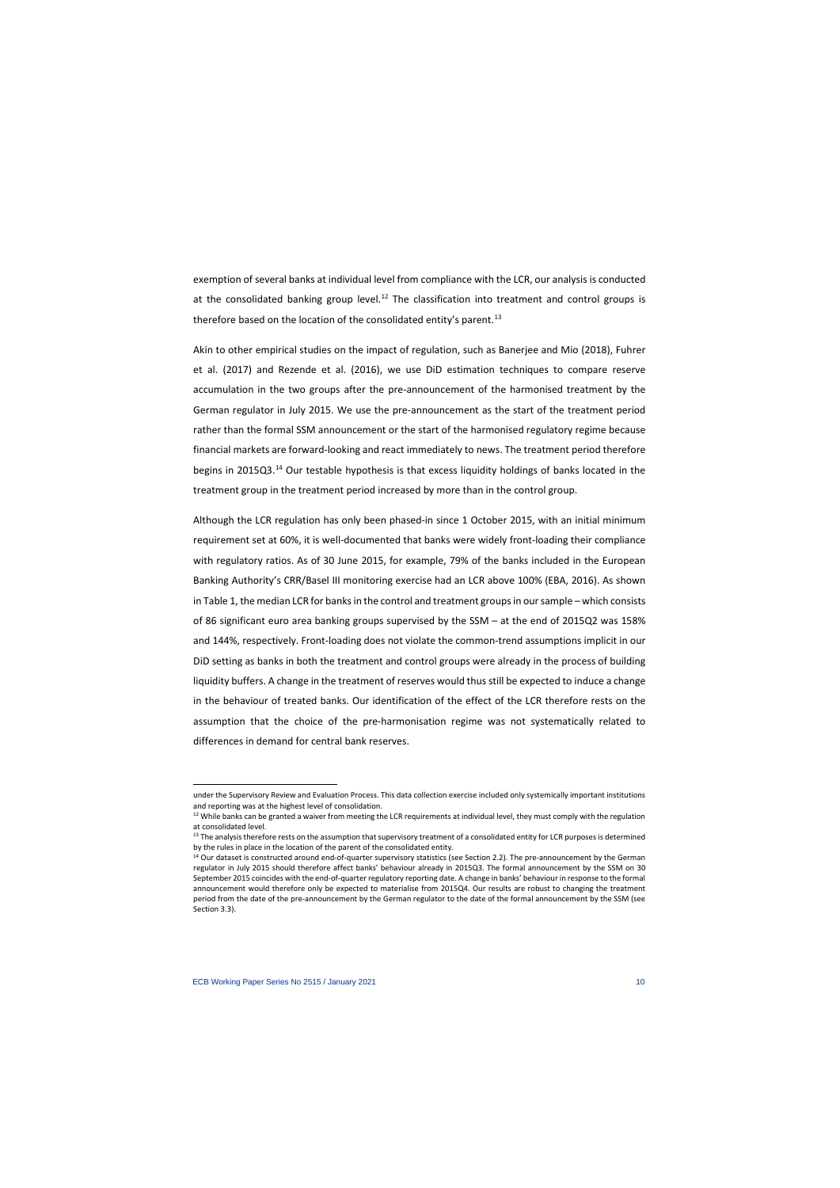exemption of several banks at individual level from compliance with the LCR, our analysis is conducted at the consolidated banking group level.[12] The classification into treatment and control groups is therefore based on the location of the consolidated entity's parent.[13]

Akin to other empirical studies on the impact of regulation, such as Banerjee and Mio (2018), Fuhrer et al. (2017) and Rezende et al. (2016), we use DiD estimation techniques to compare reserve accumulation in the two groups after the pre-announcement of the harmonised treatment by the German regulator in July 2015. We use the pre-announcement as the start of the treatment period rather than the formal SSM announcement or the start of the harmonised regulatory regime because financial markets are forward-looking and react immediately to news. The treatment period therefore begins in 2015Q3.[14] Our testable hypothesis is that excess liquidity holdings of banks located in the treatment group in the treatment period increased by more than in the control group.

Although the LCR regulation has only been phased-in since 1 October 2015, with an initial minimum requirement set at 60%, it is well-documented that banks were widely front-loading their compliance with regulatory ratios. As of 30 June 2015, for example, 79% of the banks included in the European Banking Authority's CRR/Basel III monitoring exercise had an LCR above 100% (EBA, 2016). As shown in Table 1, the median LCR for banks in the control and treatment groups in our sample – which consists of 86 significant euro area banking groups supervised by the SSM – at the end of 2015Q2 was 158% and 144%, respectively. Front-loading does not violate the common-trend assumptions implicit in our DiD setting as banks in both the treatment and control groups were already in the process of building liquidity buffers. A change in the treatment of reserves would thus still be expected to induce a change in the behaviour of treated banks. Our identification of the effect of the LCR therefore rests on the assumption that the choice of the pre-harmonisation regime was not systematically related to differences in demand for central bank reserves.

---

under the Supervisory Review and Evaluation Process. This data collection exercise included only systemically important institutions and reporting was at the highest level of consolidation.

[12] While banks can be granted a waiver from meeting the LCR requirements at individual level, they must comply with the regulation at consolidated level.

[13] The analysis therefore rests on the assumption that supervisory treatment of a consolidated entity for LCR purposes is determined by the rules in place in the location of the parent of the consolidated entity.

[14] Our dataset is constructed around end-of-quarter supervisory statistics (see Section 2.2). The pre-announcement by the German regulator in July 2015 should therefore affect banks' behaviour already in 2015Q3. The formal announcement by the SSM on 30 September 2015 coincides with the end-of-quarter regulatory reporting date. A change in banks' behaviour in response to the formal announcement would therefore only be expected to materialise from 2015Q4. Our results are robust to changing the treatment period from the date of the pre-announcement by the German regulator to the date of the formal announcement by the SSM (see Section 3.3).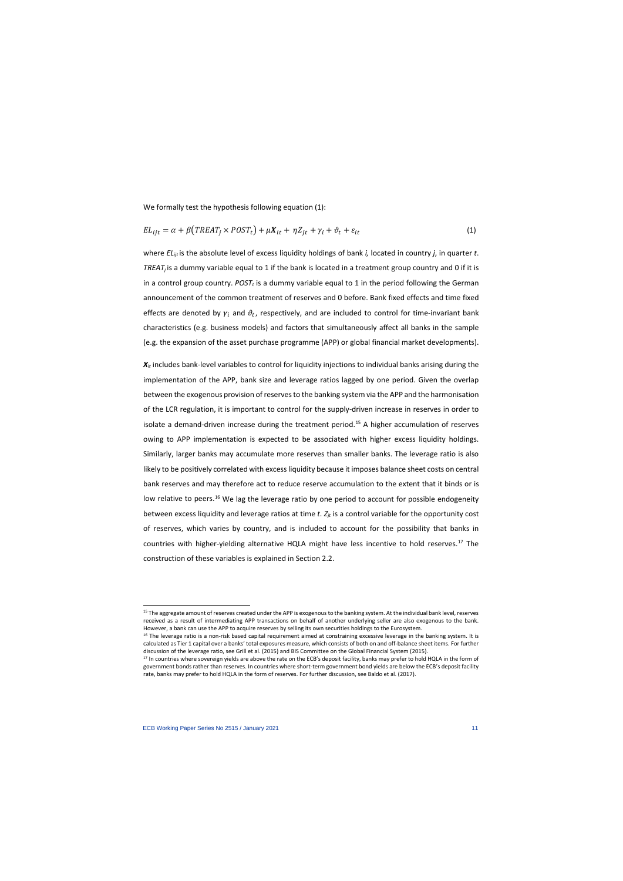We formally test the hypothesis following equation (1):

$$EL_{ijt} = \alpha + \beta\left(TREAT_j \times POST_t\right) + \mu \boldsymbol{X}_{it} + \eta Z_{jt} + \gamma_i + \vartheta_t + \varepsilon_{it} \tag{1}$$

where $EL_{ijt}$ is the absolute level of excess liquidity holdings of bank *i,* located in country *j*, in quarter *t*. $TREAT_j$ is a dummy variable equal to 1 if the bank is located in a treatment group country and 0 if it is in a control group country. $POST_t$ is a dummy variable equal to 1 in the period following the German announcement of the common treatment of reserves and 0 before. Bank fixed effects and time fixed effects are denoted by $\gamma_i$ and $\vartheta_t$, respectively, and are included to control for time-invariant bank characteristics (e.g. business models) and factors that simultaneously affect all banks in the sample (e.g. the expansion of the asset purchase programme (APP) or global financial market developments).

$\boldsymbol{X}_{it}$ includes bank-level variables to control for liquidity injections to individual banks arising during the implementation of the APP, bank size and leverage ratios lagged by one period. Given the overlap between the exogenous provision of reserves to the banking system via the APP and the harmonisation of the LCR regulation, it is important to control for the supply-driven increase in reserves in order to isolate a demand-driven increase during the treatment period.[15] A higher accumulation of reserves owing to APP implementation is expected to be associated with higher excess liquidity holdings. Similarly, larger banks may accumulate more reserves than smaller banks. The leverage ratio is also likely to be positively correlated with excess liquidity because it imposes balance sheet costs on central bank reserves and may therefore act to reduce reserve accumulation to the extent that it binds or is low relative to peers.[16] We lag the leverage ratio by one period to account for possible endogeneity between excess liquidity and leverage ratios at time *t*. $Z_{jt}$ is a control variable for the opportunity cost of reserves, which varies by country, and is included to account for the possibility that banks in countries with higher-yielding alternative HQLA might have less incentive to hold reserves.[17] The construction of these variables is explained in Section 2.2.

---

[15] The aggregate amount of reserves created under the APP is exogenous to the banking system. At the individual bank level, reserves received as a result of intermediating APP transactions on behalf of another underlying seller are also exogenous to the bank. However, a bank can use the APP to acquire reserves by selling its own securities holdings to the Eurosystem.

[16] The leverage ratio is a non-risk based capital requirement aimed at constraining excessive leverage in the banking system. It is calculated as Tier 1 capital over a banks' total exposures measure, which consists of both on and off-balance sheet items. For further discussion of the leverage ratio, see Grill et al. (2015) and BIS Committee on the Global Financial System (2015).

[17] In countries where sovereign yields are above the rate on the ECB's deposit facility, banks may prefer to hold HQLA in the form of government bonds rather than reserves. In countries where short-term government bond yields are below the ECB's deposit facility rate, banks may prefer to hold HQLA in the form of reserves. For further discussion, see Baldo et al. (2017).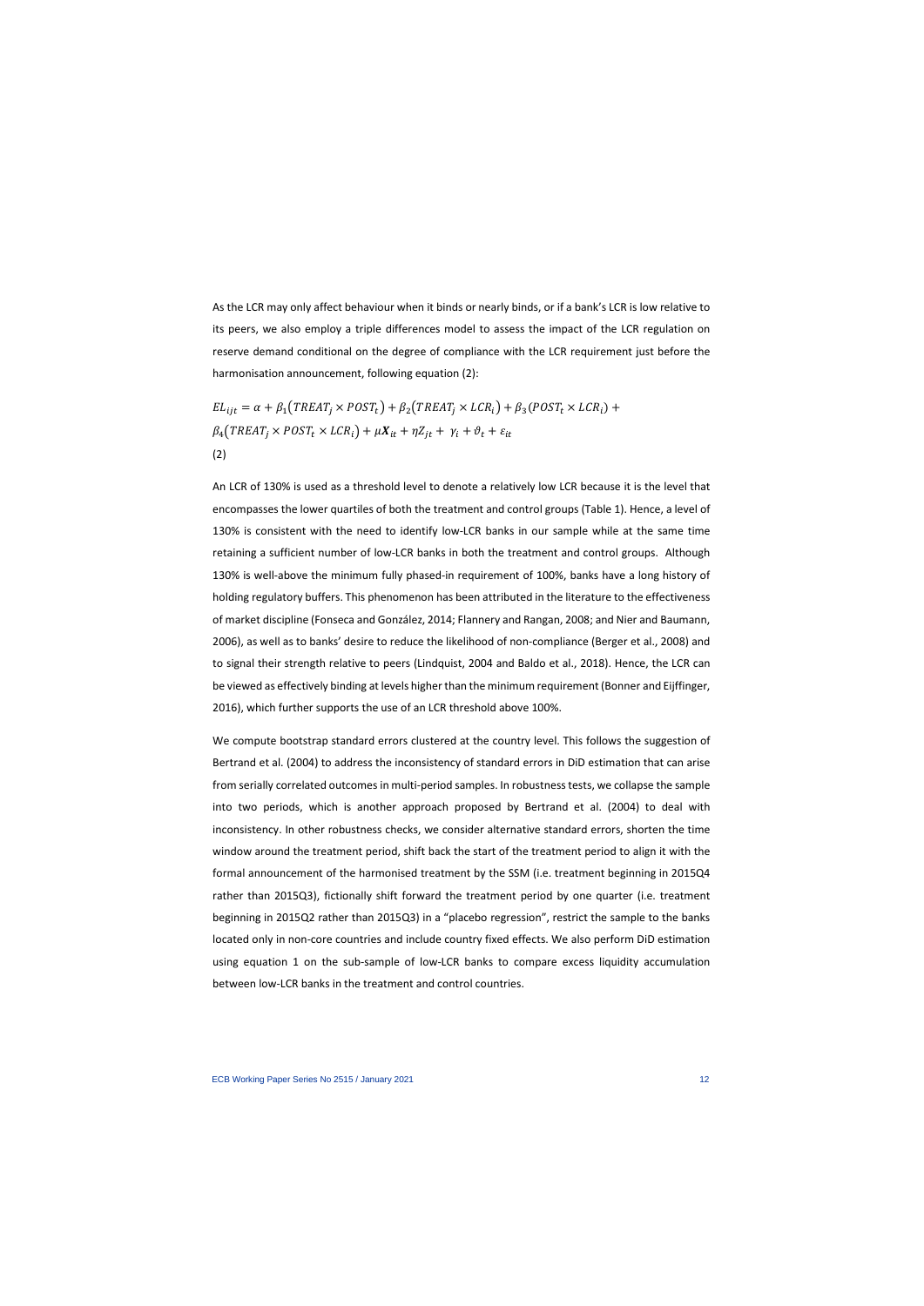As the LCR may only affect behaviour when it binds or nearly binds, or if a bank's LCR is low relative to its peers, we also employ a triple differences model to assess the impact of the LCR regulation on reserve demand conditional on the degree of compliance with the LCR requirement just before the harmonisation announcement, following equation (2):

$$EL_{ijt} = \alpha + \beta_1 (TREAT_j \times POST_t) + \beta_2 (TREAT_j \times LCR_i) + \beta_3 (POST_t \times LCR_i) + \beta_4 (TREAT_j \times POST_t \times LCR_i) + \mu \boldsymbol{X}_{it} + \eta Z_{jt} + \gamma_i + \vartheta_t + \varepsilon_{it} \tag{2}$$

An LCR of 130% is used as a threshold level to denote a relatively low LCR because it is the level that encompasses the lower quartiles of both the treatment and control groups (Table 1). Hence, a level of 130% is consistent with the need to identify low-LCR banks in our sample while at the same time retaining a sufficient number of low-LCR banks in both the treatment and control groups. Although 130% is well-above the minimum fully phased-in requirement of 100%, banks have a long history of holding regulatory buffers. This phenomenon has been attributed in the literature to the effectiveness of market discipline (Fonseca and González, 2014; Flannery and Rangan, 2008; and Nier and Baumann, 2006), as well as to banks' desire to reduce the likelihood of non-compliance (Berger et al., 2008) and to signal their strength relative to peers (Lindquist, 2004 and Baldo et al., 2018). Hence, the LCR can be viewed as effectively binding at levels higher than the minimum requirement (Bonner and Eijffinger, 2016), which further supports the use of an LCR threshold above 100%.

We compute bootstrap standard errors clustered at the country level. This follows the suggestion of Bertrand et al. (2004) to address the inconsistency of standard errors in DiD estimation that can arise from serially correlated outcomes in multi-period samples. In robustness tests, we collapse the sample into two periods, which is another approach proposed by Bertrand et al. (2004) to deal with inconsistency. In other robustness checks, we consider alternative standard errors, shorten the time window around the treatment period, shift back the start of the treatment period to align it with the formal announcement of the harmonised treatment by the SSM (i.e. treatment beginning in 2015Q4 rather than 2015Q3), fictionally shift forward the treatment period by one quarter (i.e. treatment beginning in 2015Q2 rather than 2015Q3) in a "placebo regression", restrict the sample to the banks located only in non-core countries and include country fixed effects. We also perform DiD estimation using equation 1 on the sub-sample of low-LCR banks to compare excess liquidity accumulation between low-LCR banks in the treatment and control countries.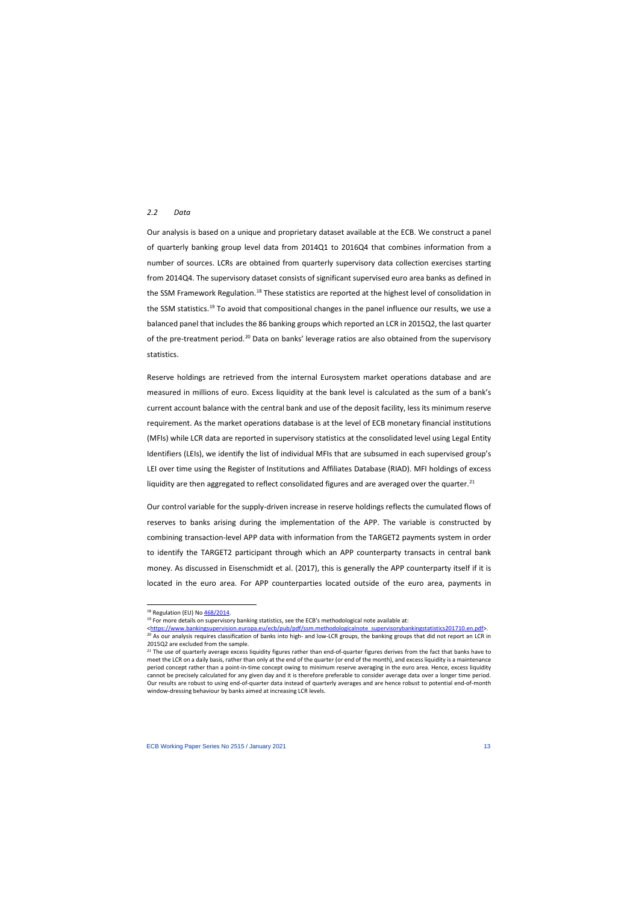### *2.2 Data*

Our analysis is based on a unique and proprietary dataset available at the ECB. We construct a panel of quarterly banking group level data from 2014Q1 to 2016Q4 that combines information from a number of sources. LCRs are obtained from quarterly supervisory data collection exercises starting from 2014Q4. The supervisory dataset consists of significant supervised euro area banks as defined in the SSM Framework Regulation.[18] These statistics are reported at the highest level of consolidation in the SSM statistics.[19] To avoid that compositional changes in the panel influence our results, we use a balanced panel that includes the 86 banking groups which reported an LCR in 2015Q2, the last quarter of the pre-treatment period.[20] Data on banks' leverage ratios are also obtained from the supervisory statistics.

Reserve holdings are retrieved from the internal Eurosystem market operations database and are measured in millions of euro. Excess liquidity at the bank level is calculated as the sum of a bank's current account balance with the central bank and use of the deposit facility, less its minimum reserve requirement. As the market operations database is at the level of ECB monetary financial institutions (MFIs) while LCR data are reported in supervisory statistics at the consolidated level using Legal Entity Identifiers (LEIs), we identify the list of individual MFIs that are subsumed in each supervised group's LEI over time using the Register of Institutions and Affiliates Database (RIAD). MFI holdings of excess liquidity are then aggregated to reflect consolidated figures and are averaged over the quarter.[21]

Our control variable for the supply-driven increase in reserve holdings reflects the cumulated flows of reserves to banks arising during the implementation of the APP. The variable is constructed by combining transaction-level APP data with information from the TARGET2 payments system in order to identify the TARGET2 participant through which an APP counterparty transacts in central bank money. As discussed in Eisenschmidt et al. (2017), this is generally the APP counterparty itself if it is located in the euro area. For APP counterparties located outside of the euro area, payments in

---

[18] Regulation (EU) No 468/2014.

[19] For more details on supervisory banking statistics, see the ECB's methodological note available at: <https://www.bankingsupervision.europa.eu/ecb/pub/pdf/ssm.methodologicalnote_supervisorybankingstatistics201710.en.pdf>.

[20] As our analysis requires classification of banks into high- and low-LCR groups, the banking groups that did not report an LCR in 2015Q2 are excluded from the sample.

[21] The use of quarterly average excess liquidity figures rather than end-of-quarter figures derives from the fact that banks have to meet the LCR on a daily basis, rather than only at the end of the quarter (or end of the month), and excess liquidity is a maintenance period concept rather than a point-in-time concept owing to minimum reserve averaging in the euro area. Hence, excess liquidity cannot be precisely calculated for any given day and it is therefore preferable to consider average data over a longer time period. Our results are robust to using end-of-quarter data instead of quarterly averages and are hence robust to potential end-of-month window-dressing behaviour by banks aimed at increasing LCR levels.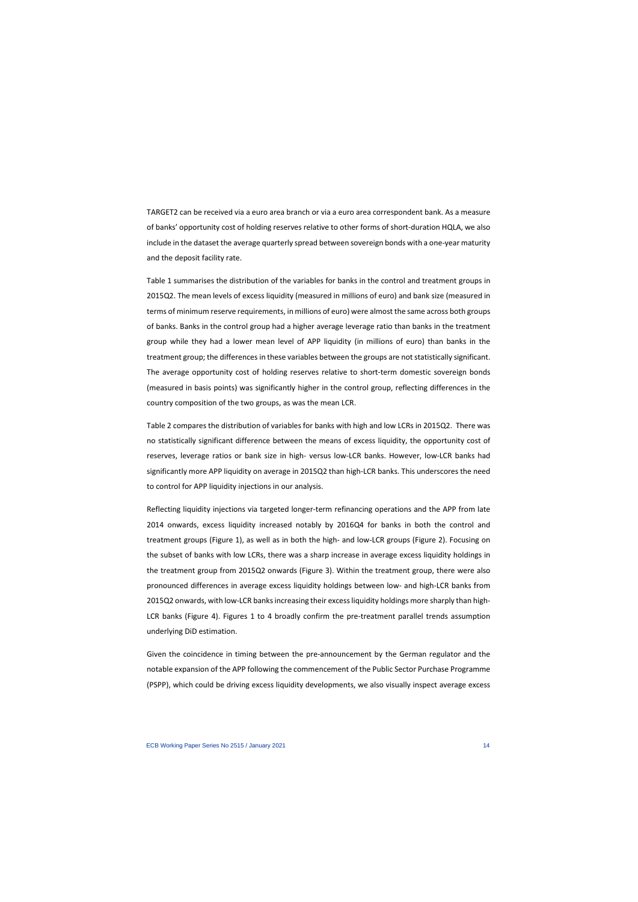TARGET2 can be received via a euro area branch or via a euro area correspondent bank. As a measure of banks' opportunity cost of holding reserves relative to other forms of short-duration HQLA, we also include in the dataset the average quarterly spread between sovereign bonds with a one-year maturity and the deposit facility rate.

Table 1 summarises the distribution of the variables for banks in the control and treatment groups in 2015Q2. The mean levels of excess liquidity (measured in millions of euro) and bank size (measured in terms of minimum reserve requirements, in millions of euro) were almost the same across both groups of banks. Banks in the control group had a higher average leverage ratio than banks in the treatment group while they had a lower mean level of APP liquidity (in millions of euro) than banks in the treatment group; the differences in these variables between the groups are not statistically significant. The average opportunity cost of holding reserves relative to short-term domestic sovereign bonds (measured in basis points) was significantly higher in the control group, reflecting differences in the country composition of the two groups, as was the mean LCR.

Table 2 compares the distribution of variables for banks with high and low LCRs in 2015Q2. There was no statistically significant difference between the means of excess liquidity, the opportunity cost of reserves, leverage ratios or bank size in high- versus low-LCR banks. However, low-LCR banks had significantly more APP liquidity on average in 2015Q2 than high-LCR banks. This underscores the need to control for APP liquidity injections in our analysis.

Reflecting liquidity injections via targeted longer-term refinancing operations and the APP from late 2014 onwards, excess liquidity increased notably by 2016Q4 for banks in both the control and treatment groups (Figure 1), as well as in both the high- and low-LCR groups (Figure 2). Focusing on the subset of banks with low LCRs, there was a sharp increase in average excess liquidity holdings in the treatment group from 2015Q2 onwards (Figure 3). Within the treatment group, there were also pronounced differences in average excess liquidity holdings between low- and high-LCR banks from 2015Q2 onwards, with low-LCR banks increasing their excess liquidity holdings more sharply than high-LCR banks (Figure 4). Figures 1 to 4 broadly confirm the pre-treatment parallel trends assumption underlying DiD estimation.

Given the coincidence in timing between the pre-announcement by the German regulator and the notable expansion of the APP following the commencement of the Public Sector Purchase Programme (PSPP), which could be driving excess liquidity developments, we also visually inspect average excess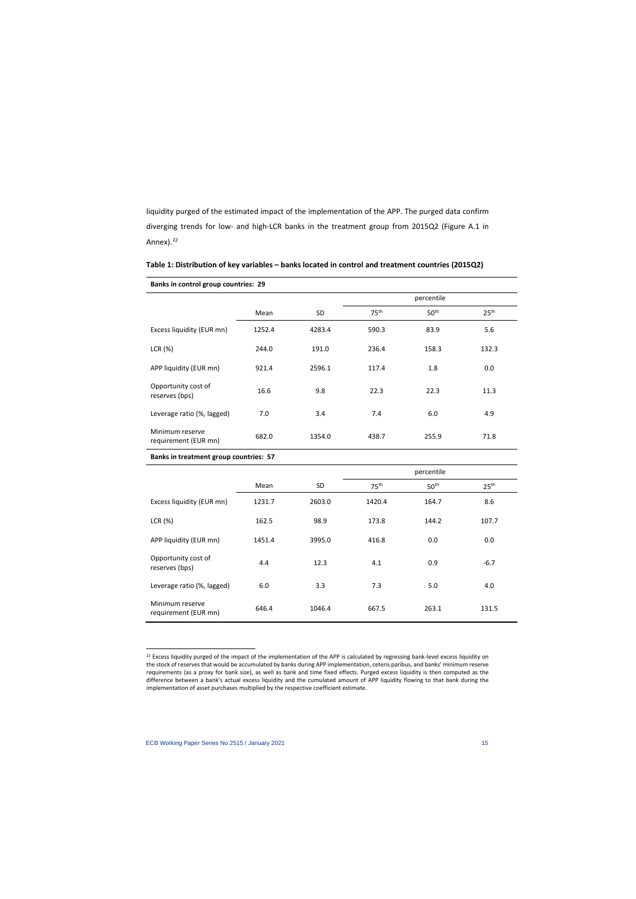liquidity purged of the estimated impact of the implementation of the APP. The purged data confirm diverging trends for low- and high-LCR banks in the treatment group from 2015Q2 (Figure A.1 in Annex).[22]

**Table 1: Distribution of key variables – banks located in control and treatment countries (2015Q2)**

| **Banks in control group countries: 29** | | | | | |
|---|---|---|---|---|---|
| | | | percentile | | |
| | Mean | SD | 75th | 50th | 25th |
| Excess liquidity (EUR mn) | 1252.4 | 4283.4 | 590.3 | 83.9 | 5.6 |
| LCR (%) | 244.0 | 191.0 | 236.4 | 158.3 | 132.3 |
| APP liquidity (EUR mn) | 921.4 | 2596.1 | 117.4 | 1.8 | 0.0 |
| Opportunity cost of reserves (bps) | 16.6 | 9.8 | 22.3 | 22.3 | 11.3 |
| Leverage ratio (%, lagged) | 7.0 | 3.4 | 7.4 | 6.0 | 4.9 |
| Minimum reserve requirement (EUR mn) | 682.0 | 1354.0 | 438.7 | 255.9 | 71.8 |
| **Banks in treatment group countries: 57** | | | | | |
| | | | percentile | | |
| | Mean | SD | 75th | 50th | 25th |
| Excess liquidity (EUR mn) | 1231.7 | 2603.0 | 1420.4 | 164.7 | 8.6 |
| LCR (%) | 162.5 | 98.9 | 173.8 | 144.2 | 107.7 |
| APP liquidity (EUR mn) | 1451.4 | 3995.0 | 416.8 | 0.0 | 0.0 |
| Opportunity cost of reserves (bps) | 4.4 | 12.3 | 4.1 | 0.9 | -6.7 |
| Leverage ratio (%, lagged) | 6.0 | 3.3 | 7.3 | 5.0 | 4.0 |
| Minimum reserve requirement (EUR mn) | 646.4 | 1046.4 | 667.5 | 263.1 | 131.5 |

[22] Excess liquidity purged of the impact of the implementation of the APP is calculated by regressing bank-level excess liquidity on the stock of reserves that would be accumulated by banks during APP implementation, ceteris paribus, and banks' minimum reserve requirements (as a proxy for bank size), as well as bank and time fixed effects. Purged excess liquidity is then computed as the difference between a bank's actual excess liquidity and the cumulated amount of APP liquidity flowing to that bank during the implementation of asset purchases multiplied by the respective coefficient estimate.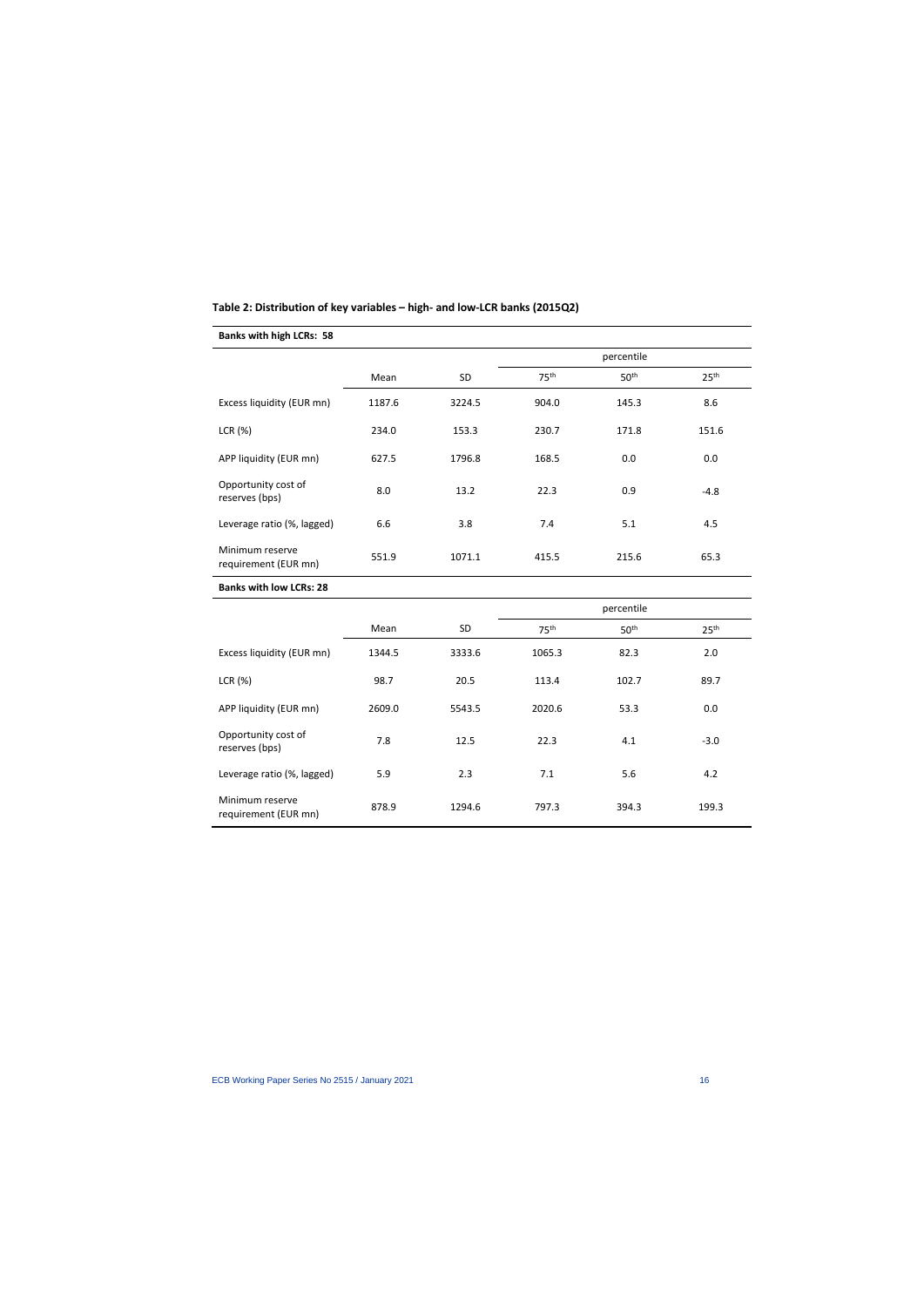**Table 2: Distribution of key variables – high- and low-LCR banks (2015Q2)**

**Banks with high LCRs: 58**

| | Mean | SD | percentile | | |
|---|---|---|---|---|---|
| | | | 75th | 50th | 25th |
| Excess liquidity (EUR mn) | 1187.6 | 3224.5 | 904.0 | 145.3 | 8.6 |
| LCR (%) | 234.0 | 153.3 | 230.7 | 171.8 | 151.6 |
| APP liquidity (EUR mn) | 627.5 | 1796.8 | 168.5 | 0.0 | 0.0 |
| Opportunity cost of reserves (bps) | 8.0 | 13.2 | 22.3 | 0.9 | -4.8 |
| Leverage ratio (%, lagged) | 6.6 | 3.8 | 7.4 | 5.1 | 4.5 |
| Minimum reserve requirement (EUR mn) | 551.9 | 1071.1 | 415.5 | 215.6 | 65.3 |

**Banks with low LCRs: 28**

| | Mean | SD | percentile | | |
|---|---|---|---|---|---|
| | | | 75th | 50th | 25th |
| Excess liquidity (EUR mn) | 1344.5 | 3333.6 | 1065.3 | 82.3 | 2.0 |
| LCR (%) | 98.7 | 20.5 | 113.4 | 102.7 | 89.7 |
| APP liquidity (EUR mn) | 2609.0 | 5543.5 | 2020.6 | 53.3 | 0.0 |
| Opportunity cost of reserves (bps) | 7.8 | 12.5 | 22.3 | 4.1 | -3.0 |
| Leverage ratio (%, lagged) | 5.9 | 2.3 | 7.1 | 5.6 | 4.2 |
| Minimum reserve requirement (EUR mn) | 878.9 | 1294.6 | 797.3 | 394.3 | 199.3 |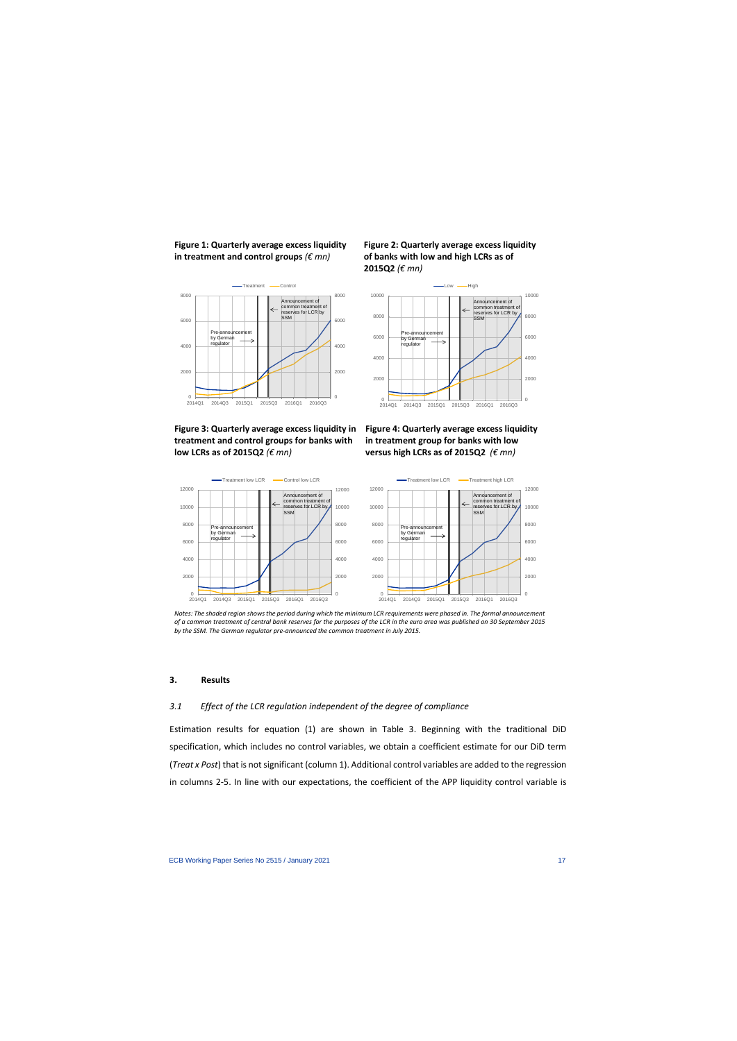**Figure 1: Quarterly average excess liquidity in treatment and control groups** *(€ mn)*

**Figure 2: Quarterly average excess liquidity of banks with low and high LCRs as of 2015Q2** *(€ mn)*

**Figure 3: Quarterly average excess liquidity in treatment and control groups for banks with low LCRs as of 2015Q2** *(€ mn)*

**Figure 4: Quarterly average excess liquidity in treatment group for banks with low versus high LCRs as of 2015Q2** *(€ mn)*

*Notes: The shaded region shows the period during which the minimum LCR requirements were phased in. The formal announcement of a common treatment of central bank reserves for the purposes of the LCR in the euro area was published on 30 September 2015 by the SSM. The German regulator pre-announced the common treatment in July 2015.*

## 3. Results

### *3.1 Effect of the LCR regulation independent of the degree of compliance*

Estimation results for equation (1) are shown in Table 3. Beginning with the traditional DiD specification, which includes no control variables, we obtain a coefficient estimate for our DiD term (*Treat x Post*) that is not significant (column 1). Additional control variables are added to the regression in columns 2-5. In line with our expectations, the coefficient of the APP liquidity control variable is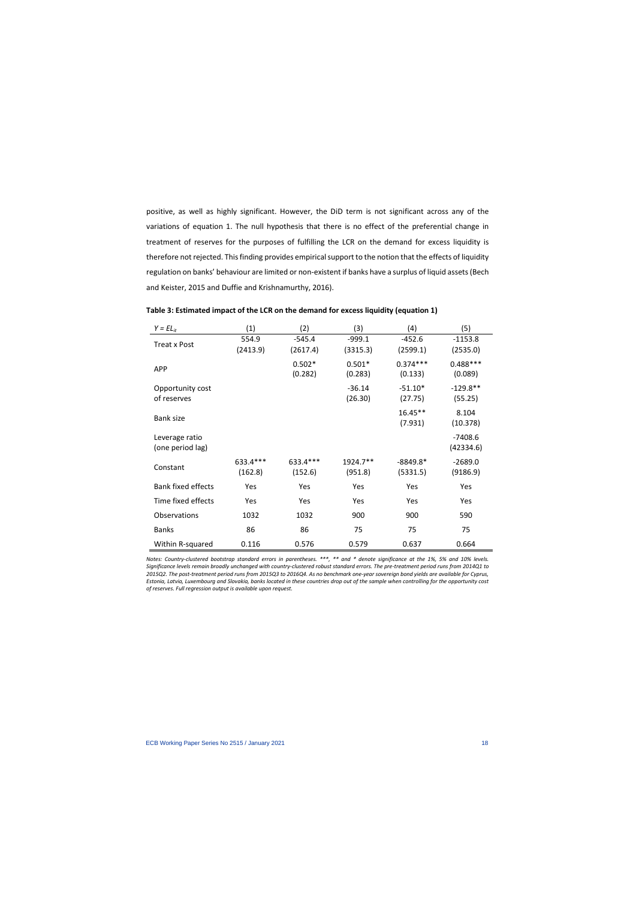positive, as well as highly significant. However, the DiD term is not significant across any of the variations of equation 1. The null hypothesis that there is no effect of the preferential change in treatment of reserves for the purposes of fulfilling the LCR on the demand for excess liquidity is therefore not rejected. This finding provides empirical support to the notion that the effects of liquidity regulation on banks' behaviour are limited or non-existent if banks have a surplus of liquid assets (Bech and Keister, 2015 and Duffie and Krishnamurthy, 2016).

**Table 3: Estimated impact of the LCR on the demand for excess liquidity (equation 1)**

| $Y = EL_{it}$ | (1) | (2) | (3) | (4) | (5) |
|---|---|---|---|---|---|
| Treat x Post | 554.9<br>(2413.9) | -545.4<br>(2617.4) | -999.1<br>(3315.3) | -452.6<br>(2599.1) | -1153.8<br>(2535.0) |
| APP | | 0.502*<br>(0.282) | 0.501*<br>(0.283) | 0.374***<br>(0.133) | 0.488***<br>(0.089) |
| Opportunity cost of reserves | | | -36.14<br>(26.30) | -51.10*<br>(27.75) | -129.8**<br>(55.25) |
| Bank size | | | | 16.45**<br>(7.931) | 8.104<br>(10.378) |
| Leverage ratio (one period lag) | | | | | -7408.6<br>(42334.6) |
| Constant | 633.4***<br>(162.8) | 633.4***<br>(152.6) | 1924.7**<br>(951.8) | -8849.8*<br>(5331.5) | -2689.0<br>(9186.9) |
| Bank fixed effects | Yes | Yes | Yes | Yes | Yes |
| Time fixed effects | Yes | Yes | Yes | Yes | Yes |
| Observations | 1032 | 1032 | 900 | 900 | 590 |
| Banks | 86 | 86 | 75 | 75 | 75 |
| Within R-squared | 0.116 | 0.576 | 0.579 | 0.637 | 0.664 |

*Notes: Country-clustered bootstrap standard errors in parentheses. \*\*\*, \*\* and \* denote significance at the 1%, 5% and 10% levels. Significance levels remain broadly unchanged with country-clustered robust standard errors. The pre-treatment period runs from 2014Q1 to 2015Q2. The post-treatment period runs from 2015Q3 to 2016Q4. As no benchmark one-year sovereign bond yields are available for Cyprus, Estonia, Latvia, Luxembourg and Slovakia, banks located in these countries drop out of the sample when controlling for the opportunity cost of reserves. Full regression output is available upon request.*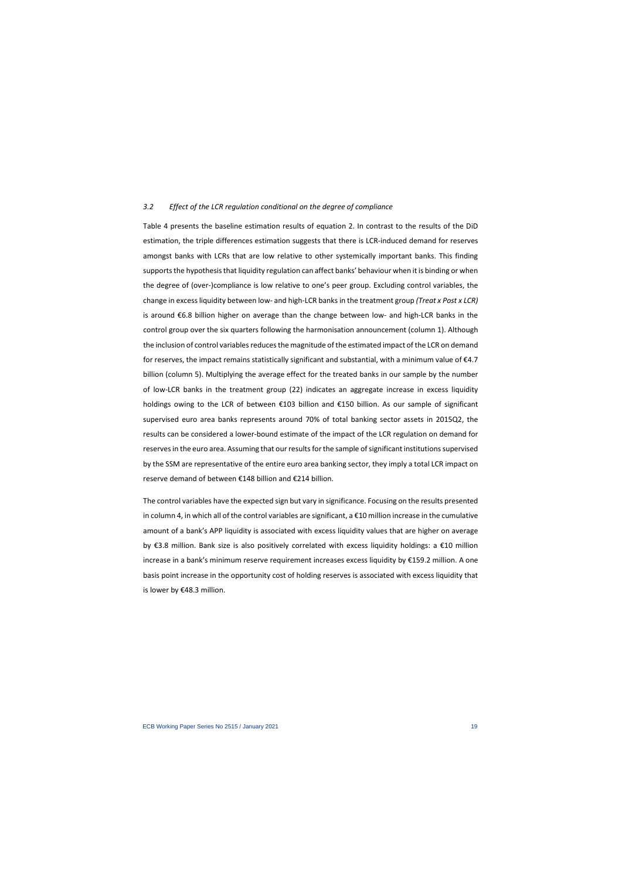### *3.2 Effect of the LCR regulation conditional on the degree of compliance*

Table 4 presents the baseline estimation results of equation 2. In contrast to the results of the DiD estimation, the triple differences estimation suggests that there is LCR-induced demand for reserves amongst banks with LCRs that are low relative to other systemically important banks. This finding supports the hypothesis that liquidity regulation can affect banks' behaviour when it is binding or when the degree of (over-)compliance is low relative to one's peer group. Excluding control variables, the change in excess liquidity between low- and high-LCR banks in the treatment group *(Treat x Post x LCR)* is around €6.8 billion higher on average than the change between low- and high-LCR banks in the control group over the six quarters following the harmonisation announcement (column 1). Although the inclusion of control variables reduces the magnitude of the estimated impact of the LCR on demand for reserves, the impact remains statistically significant and substantial, with a minimum value of €4.7 billion (column 5). Multiplying the average effect for the treated banks in our sample by the number of low-LCR banks in the treatment group (22) indicates an aggregate increase in excess liquidity holdings owing to the LCR of between €103 billion and €150 billion. As our sample of significant supervised euro area banks represents around 70% of total banking sector assets in 2015Q2, the results can be considered a lower-bound estimate of the impact of the LCR regulation on demand for reserves in the euro area. Assuming that our results for the sample of significant institutions supervised by the SSM are representative of the entire euro area banking sector, they imply a total LCR impact on reserve demand of between €148 billion and €214 billion.

The control variables have the expected sign but vary in significance. Focusing on the results presented in column 4, in which all of the control variables are significant, a €10 million increase in the cumulative amount of a bank's APP liquidity is associated with excess liquidity values that are higher on average by €3.8 million. Bank size is also positively correlated with excess liquidity holdings: a €10 million increase in a bank's minimum reserve requirement increases excess liquidity by €159.2 million. A one basis point increase in the opportunity cost of holding reserves is associated with excess liquidity that is lower by €48.3 million.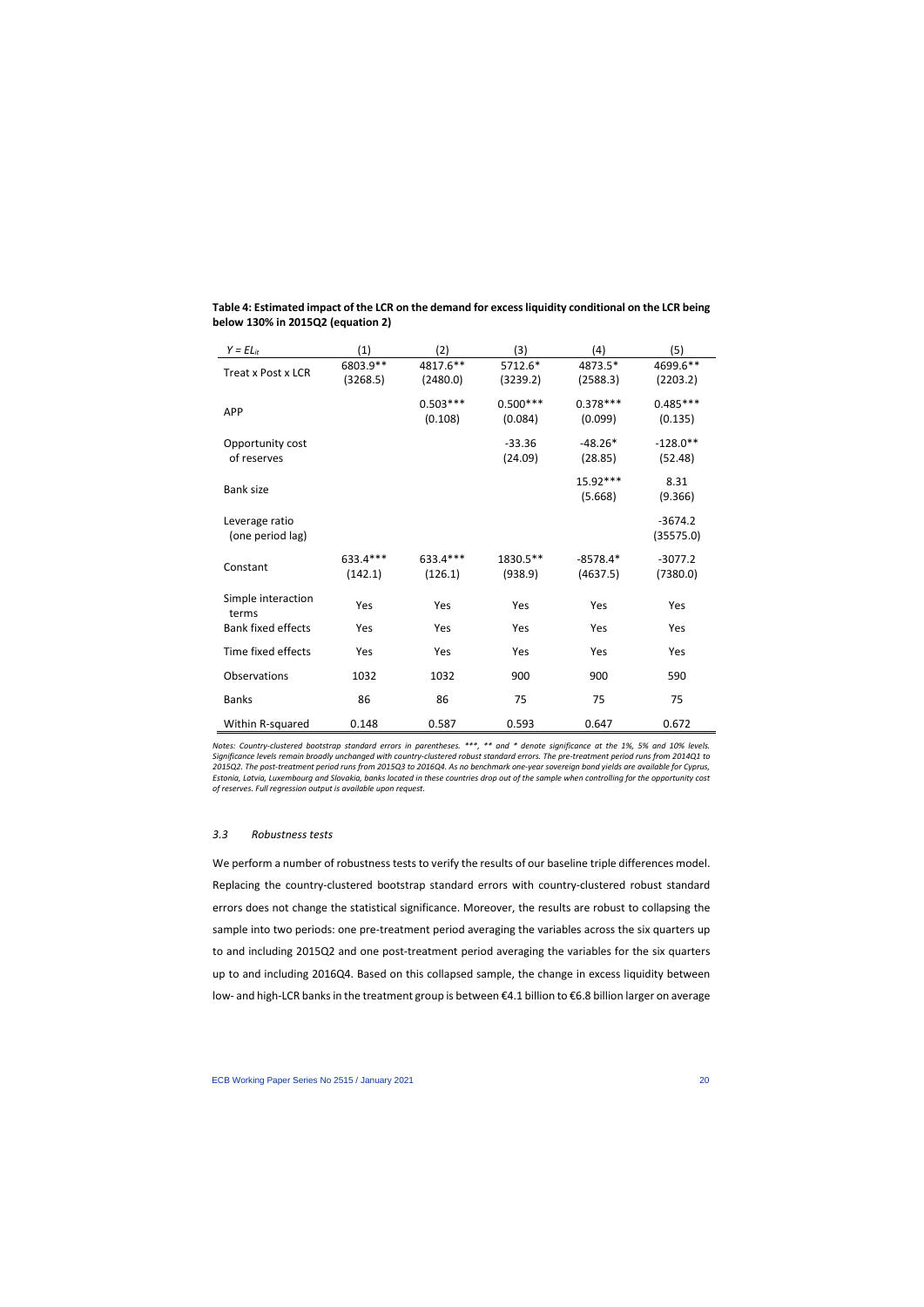**Table 4: Estimated impact of the LCR on the demand for excess liquidity conditional on the LCR being below 130% in 2015Q2 (equation 2)**

| $Y = EL_{it}$ | (1) | (2) | (3) | (4) | (5) |
|---|---|---|---|---|---|
| Treat x Post x LCR | 6803.9** | 4817.6** | 5712.6* | 4873.5* | 4699.6** |
| | (3268.5) | (2480.0) | (3239.2) | (2588.3) | (2203.2) |
| APP | | 0.503*** | 0.500*** | 0.378*** | 0.485*** |
| | | (0.108) | (0.084) | (0.099) | (0.135) |
| Opportunity cost of reserves | | | -33.36 | -48.26* | -128.0** |
| | | | (24.09) | (28.85) | (52.48) |
| Bank size | | | | 15.92*** | 8.31 |
| | | | | (5.668) | (9.366) |
| Leverage ratio (one period lag) | | | | | -3674.2 |
| | | | | | (35575.0) |
| Constant | 633.4*** | 633.4*** | 1830.5** | -8578.4* | -3077.2 |
| | (142.1) | (126.1) | (938.9) | (4637.5) | (7380.0) |
| Simple interaction terms | Yes | Yes | Yes | Yes | Yes |
| Bank fixed effects | Yes | Yes | Yes | Yes | Yes |
| Time fixed effects | Yes | Yes | Yes | Yes | Yes |
| Observations | 1032 | 1032 | 900 | 900 | 590 |
| Banks | 86 | 86 | 75 | 75 | 75 |
| Within R-squared | 0.148 | 0.587 | 0.593 | 0.647 | 0.672 |

*Notes: Country-clustered bootstrap standard errors in parentheses. ***, ** and * denote significance at the 1%, 5% and 10% levels. Significance levels remain broadly unchanged with country-clustered robust standard errors. The pre-treatment period runs from 2014Q1 to 2015Q2. The post-treatment period runs from 2015Q3 to 2016Q4. As no benchmark one-year sovereign bond yields are available for Cyprus, Estonia, Latvia, Luxembourg and Slovakia, banks located in these countries drop out of the sample when controlling for the opportunity cost of reserves. Full regression output is available upon request.*

### *3.3 Robustness tests*

We perform a number of robustness tests to verify the results of our baseline triple differences model. Replacing the country-clustered bootstrap standard errors with country-clustered robust standard errors does not change the statistical significance. Moreover, the results are robust to collapsing the sample into two periods: one pre-treatment period averaging the variables across the six quarters up to and including 2015Q2 and one post-treatment period averaging the variables for the six quarters up to and including 2016Q4. Based on this collapsed sample, the change in excess liquidity between low- and high-LCR banks in the treatment group is between €4.1 billion to €6.8 billion larger on average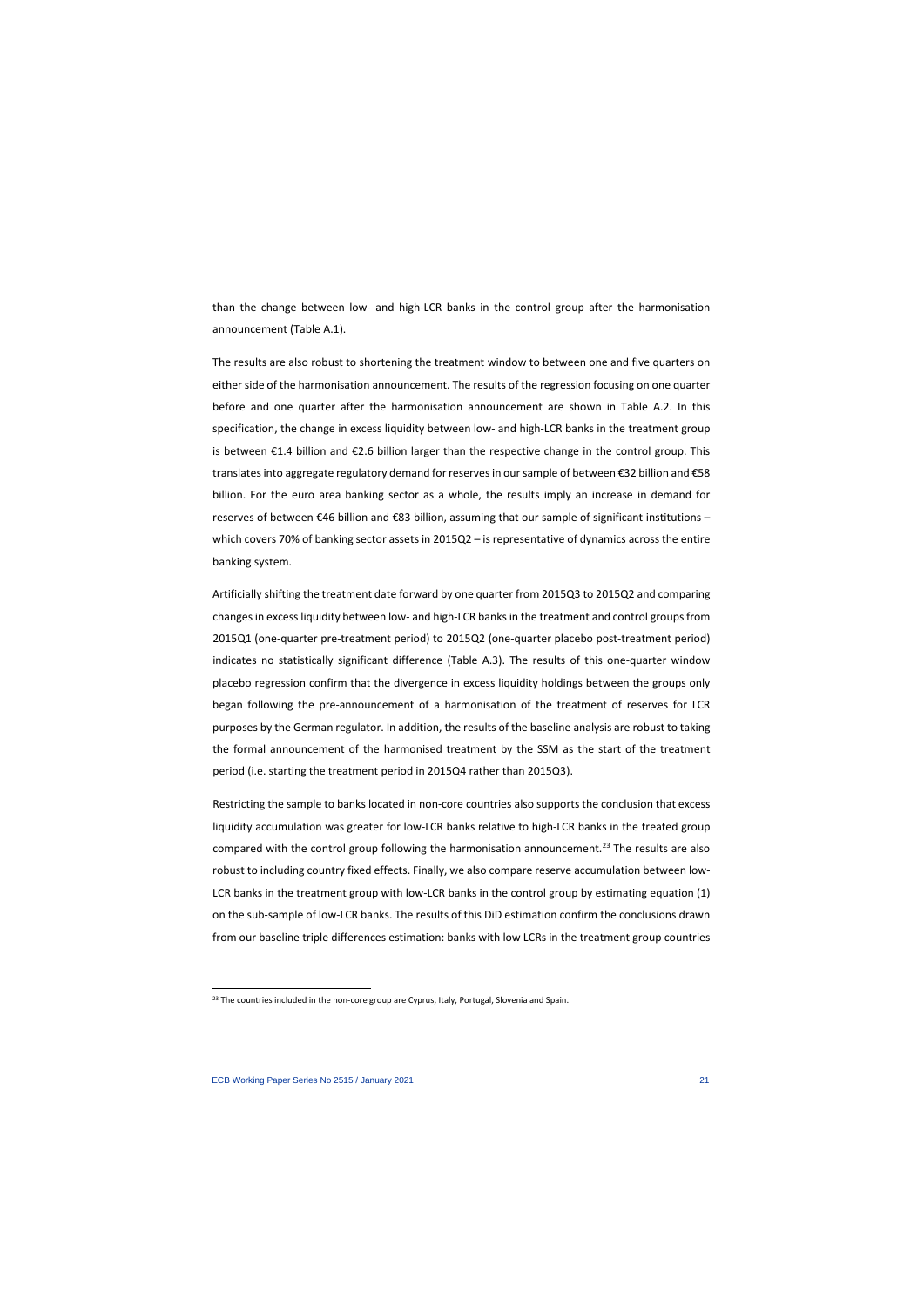than the change between low- and high-LCR banks in the control group after the harmonisation announcement (Table A.1).

The results are also robust to shortening the treatment window to between one and five quarters on either side of the harmonisation announcement. The results of the regression focusing on one quarter before and one quarter after the harmonisation announcement are shown in Table A.2. In this specification, the change in excess liquidity between low- and high-LCR banks in the treatment group is between €1.4 billion and €2.6 billion larger than the respective change in the control group. This translates into aggregate regulatory demand for reserves in our sample of between €32 billion and €58 billion. For the euro area banking sector as a whole, the results imply an increase in demand for reserves of between €46 billion and €83 billion, assuming that our sample of significant institutions – which covers 70% of banking sector assets in 2015Q2 – is representative of dynamics across the entire banking system.

Artificially shifting the treatment date forward by one quarter from 2015Q3 to 2015Q2 and comparing changes in excess liquidity between low- and high-LCR banks in the treatment and control groups from 2015Q1 (one-quarter pre-treatment period) to 2015Q2 (one-quarter placebo post-treatment period) indicates no statistically significant difference (Table A.3). The results of this one-quarter window placebo regression confirm that the divergence in excess liquidity holdings between the groups only began following the pre-announcement of a harmonisation of the treatment of reserves for LCR purposes by the German regulator. In addition, the results of the baseline analysis are robust to taking the formal announcement of the harmonised treatment by the SSM as the start of the treatment period (i.e. starting the treatment period in 2015Q4 rather than 2015Q3).

Restricting the sample to banks located in non-core countries also supports the conclusion that excess liquidity accumulation was greater for low-LCR banks relative to high-LCR banks in the treated group compared with the control group following the harmonisation announcement.[23] The results are also robust to including country fixed effects. Finally, we also compare reserve accumulation between low-LCR banks in the treatment group with low-LCR banks in the control group by estimating equation (1) on the sub-sample of low-LCR banks. The results of this DiD estimation confirm the conclusions drawn from our baseline triple differences estimation: banks with low LCRs in the treatment group countries

[23] The countries included in the non-core group are Cyprus, Italy, Portugal, Slovenia and Spain.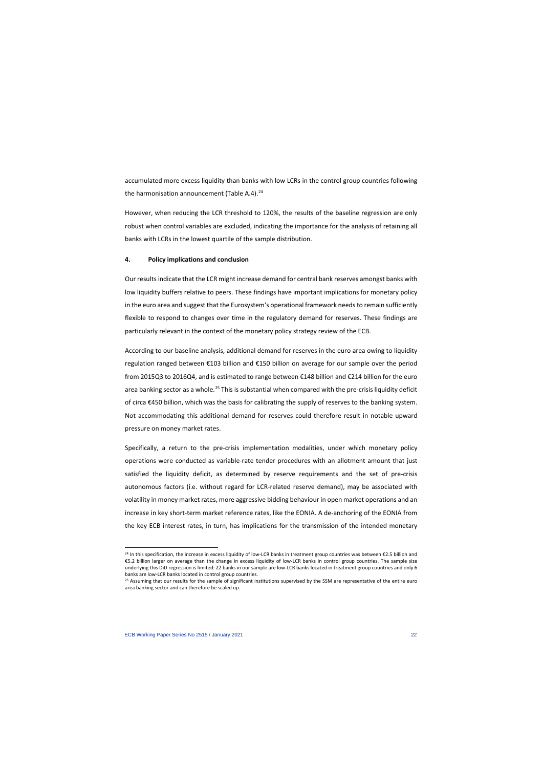accumulated more excess liquidity than banks with low LCRs in the control group countries following the harmonisation announcement (Table A.4).[24]

However, when reducing the LCR threshold to 120%, the results of the baseline regression are only robust when control variables are excluded, indicating the importance for the analysis of retaining all banks with LCRs in the lowest quartile of the sample distribution.

## 4. Policy implications and conclusion

Our results indicate that the LCR might increase demand for central bank reserves amongst banks with low liquidity buffers relative to peers. These findings have important implications for monetary policy in the euro area and suggest that the Eurosystem's operational framework needs to remain sufficiently flexible to respond to changes over time in the regulatory demand for reserves. These findings are particularly relevant in the context of the monetary policy strategy review of the ECB.

According to our baseline analysis, additional demand for reserves in the euro area owing to liquidity regulation ranged between €103 billion and €150 billion on average for our sample over the period from 2015Q3 to 2016Q4, and is estimated to range between €148 billion and €214 billion for the euro area banking sector as a whole.[25] This is substantial when compared with the pre-crisis liquidity deficit of circa €450 billion, which was the basis for calibrating the supply of reserves to the banking system. Not accommodating this additional demand for reserves could therefore result in notable upward pressure on money market rates.

Specifically, a return to the pre-crisis implementation modalities, under which monetary policy operations were conducted as variable-rate tender procedures with an allotment amount that just satisfied the liquidity deficit, as determined by reserve requirements and the set of pre-crisis autonomous factors (i.e. without regard for LCR-related reserve demand), may be associated with volatility in money market rates, more aggressive bidding behaviour in open market operations and an increase in key short-term market reference rates, like the EONIA. A de-anchoring of the EONIA from the key ECB interest rates, in turn, has implications for the transmission of the intended monetary

---

[24] In this specification, the increase in excess liquidity of low-LCR banks in treatment group countries was between €2.5 billion and €5.2 billion larger on average than the change in excess liquidity of low-LCR banks in control group countries. The sample size underlying this DiD regression is limited: 22 banks in our sample are low-LCR banks located in treatment group countries and only 6 banks are low-LCR banks located in control group countries.

[25] Assuming that our results for the sample of significant institutions supervised by the SSM are representative of the entire euro area banking sector and can therefore be scaled up.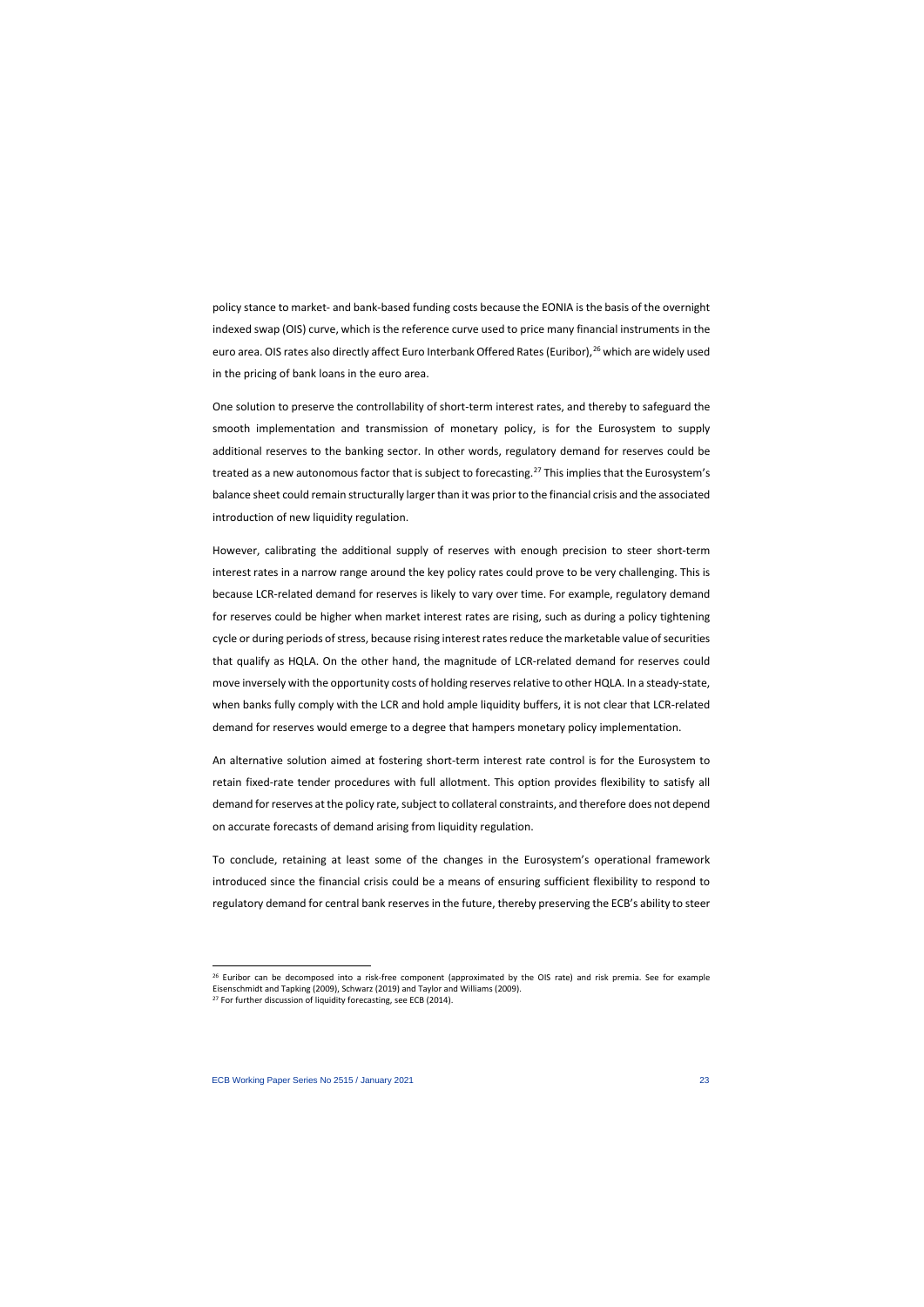policy stance to market- and bank-based funding costs because the EONIA is the basis of the overnight indexed swap (OIS) curve, which is the reference curve used to price many financial instruments in the euro area. OIS rates also directly affect Euro Interbank Offered Rates (Euribor),[26] which are widely used in the pricing of bank loans in the euro area.

One solution to preserve the controllability of short-term interest rates, and thereby to safeguard the smooth implementation and transmission of monetary policy, is for the Eurosystem to supply additional reserves to the banking sector. In other words, regulatory demand for reserves could be treated as a new autonomous factor that is subject to forecasting.[27] This implies that the Eurosystem's balance sheet could remain structurally larger than it was prior to the financial crisis and the associated introduction of new liquidity regulation.

However, calibrating the additional supply of reserves with enough precision to steer short-term interest rates in a narrow range around the key policy rates could prove to be very challenging. This is because LCR-related demand for reserves is likely to vary over time. For example, regulatory demand for reserves could be higher when market interest rates are rising, such as during a policy tightening cycle or during periods of stress, because rising interest rates reduce the marketable value of securities that qualify as HQLA. On the other hand, the magnitude of LCR-related demand for reserves could move inversely with the opportunity costs of holding reserves relative to other HQLA. In a steady-state, when banks fully comply with the LCR and hold ample liquidity buffers, it is not clear that LCR-related demand for reserves would emerge to a degree that hampers monetary policy implementation.

An alternative solution aimed at fostering short-term interest rate control is for the Eurosystem to retain fixed-rate tender procedures with full allotment. This option provides flexibility to satisfy all demand for reserves at the policy rate, subject to collateral constraints, and therefore does not depend on accurate forecasts of demand arising from liquidity regulation.

To conclude, retaining at least some of the changes in the Eurosystem's operational framework introduced since the financial crisis could be a means of ensuring sufficient flexibility to respond to regulatory demand for central bank reserves in the future, thereby preserving the ECB's ability to steer

---

[26] Euribor can be decomposed into a risk-free component (approximated by the OIS rate) and risk premia. See for example Eisenschmidt and Tapking (2009), Schwarz (2019) and Taylor and Williams (2009).

[27] For further discussion of liquidity forecasting, see ECB (2014).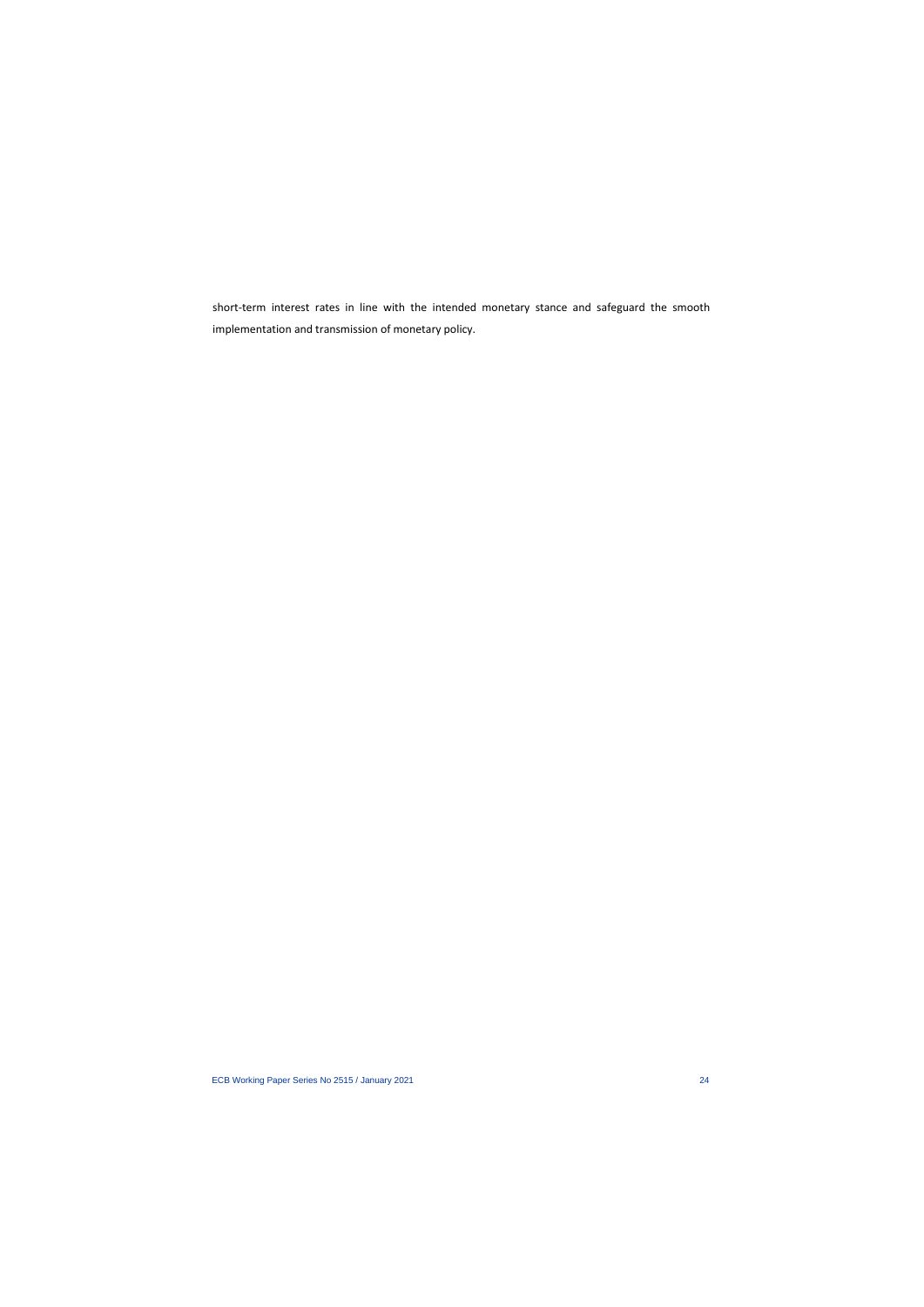short-term interest rates in line with the intended monetary stance and safeguard the smooth implementation and transmission of monetary policy.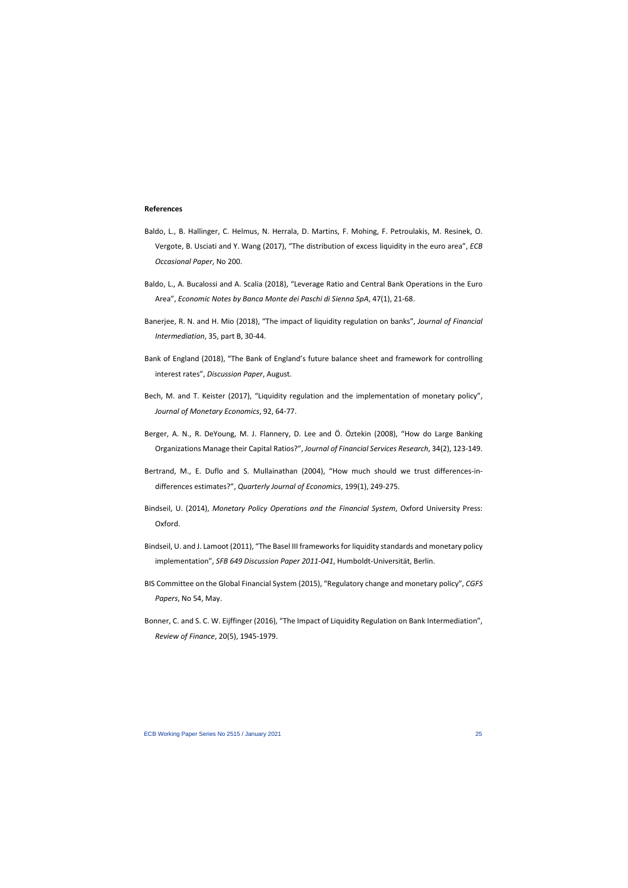**References**

Baldo, L., B. Hallinger, C. Helmus, N. Herrala, D. Martins, F. Mohing, F. Petroulakis, M. Resinek, O. Vergote, B. Usciati and Y. Wang (2017), "The distribution of excess liquidity in the euro area", *ECB Occasional Paper*, No 200.

Baldo, L., A. Bucalossi and A. Scalia (2018), "Leverage Ratio and Central Bank Operations in the Euro Area", *Economic Notes by Banca Monte dei Paschi di Sienna SpA*, 47(1), 21-68.

Banerjee, R. N. and H. Mio (2018), "The impact of liquidity regulation on banks", *Journal of Financial Intermediation*, 35, part B, 30-44.

Bank of England (2018), "The Bank of England's future balance sheet and framework for controlling interest rates", *Discussion Paper*, August.

Bech, M. and T. Keister (2017), "Liquidity regulation and the implementation of monetary policy", *Journal of Monetary Economics*, 92, 64-77.

Berger, A. N., R. DeYoung, M. J. Flannery, D. Lee and Ö. Öztekin (2008), "How do Large Banking Organizations Manage their Capital Ratios?", *Journal of Financial Services Research*, 34(2), 123-149.

Bertrand, M., E. Duflo and S. Mullainathan (2004), "How much should we trust differences-in-differences estimates?", *Quarterly Journal of Economics*, 199(1), 249-275.

Bindseil, U. (2014), *Monetary Policy Operations and the Financial System*, Oxford University Press: Oxford.

Bindseil, U. and J. Lamoot (2011), "The Basel III frameworks for liquidity standards and monetary policy implementation", *SFB 649 Discussion Paper 2011-041*, Humboldt-Universität, Berlin.

BIS Committee on the Global Financial System (2015), "Regulatory change and monetary policy", *CGFS Papers*, No 54, May.

Bonner, C. and S. C. W. Eijffinger (2016), "The Impact of Liquidity Regulation on Bank Intermediation", *Review of Finance*, 20(5), 1945-1979.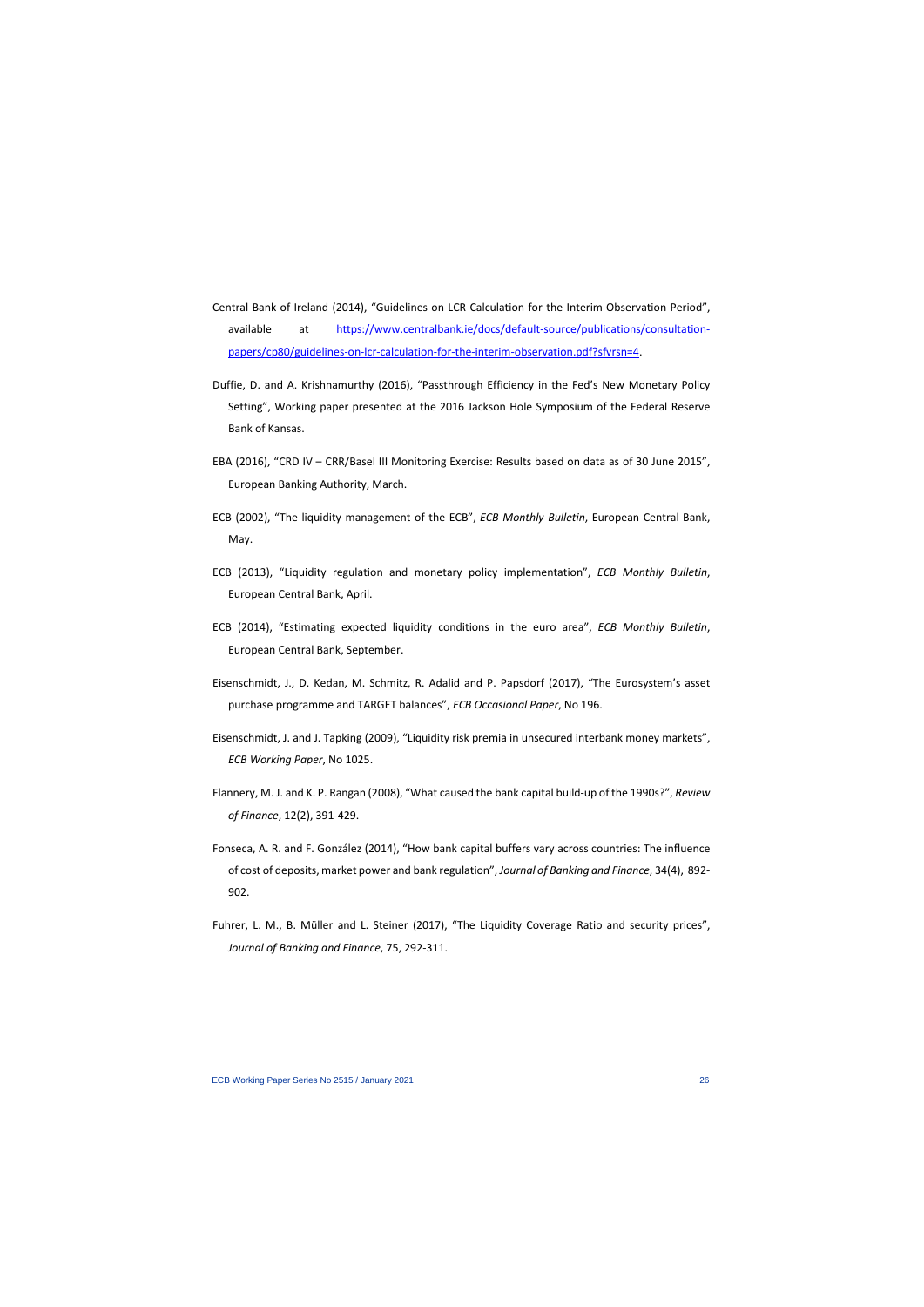Central Bank of Ireland (2014), "Guidelines on LCR Calculation for the Interim Observation Period", available at [https://www.centralbank.ie/docs/default-source/publications/consultation-papers/cp80/guidelines-on-lcr-calculation-for-the-interim-observation.pdf?sfvrsn=4](https://www.centralbank.ie/docs/default-source/publications/consultation-papers/cp80/guidelines-on-lcr-calculation-for-the-interim-observation.pdf?sfvrsn=4).

Duffie, D. and A. Krishnamurthy (2016), "Passthrough Efficiency in the Fed's New Monetary Policy Setting", Working paper presented at the 2016 Jackson Hole Symposium of the Federal Reserve Bank of Kansas.

EBA (2016), "CRD IV – CRR/Basel III Monitoring Exercise: Results based on data as of 30 June 2015", European Banking Authority, March.

ECB (2002), "The liquidity management of the ECB", *ECB Monthly Bulletin*, European Central Bank, May.

ECB (2013), "Liquidity regulation and monetary policy implementation", *ECB Monthly Bulletin*, European Central Bank, April.

ECB (2014), "Estimating expected liquidity conditions in the euro area", *ECB Monthly Bulletin*, European Central Bank, September.

Eisenschmidt, J., D. Kedan, M. Schmitz, R. Adalid and P. Papsdorf (2017), "The Eurosystem's asset purchase programme and TARGET balances", *ECB Occasional Paper*, No 196.

Eisenschmidt, J. and J. Tapking (2009), "Liquidity risk premia in unsecured interbank money markets", *ECB Working Paper*, No 1025.

Flannery, M. J. and K. P. Rangan (2008), "What caused the bank capital build-up of the 1990s?", *Review of Finance*, 12(2), 391-429.

Fonseca, A. R. and F. González (2014), "How bank capital buffers vary across countries: The influence of cost of deposits, market power and bank regulation", *Journal of Banking and Finance*, 34(4), 892-902.

Fuhrer, L. M., B. Müller and L. Steiner (2017), "The Liquidity Coverage Ratio and security prices", *Journal of Banking and Finance*, 75, 292-311.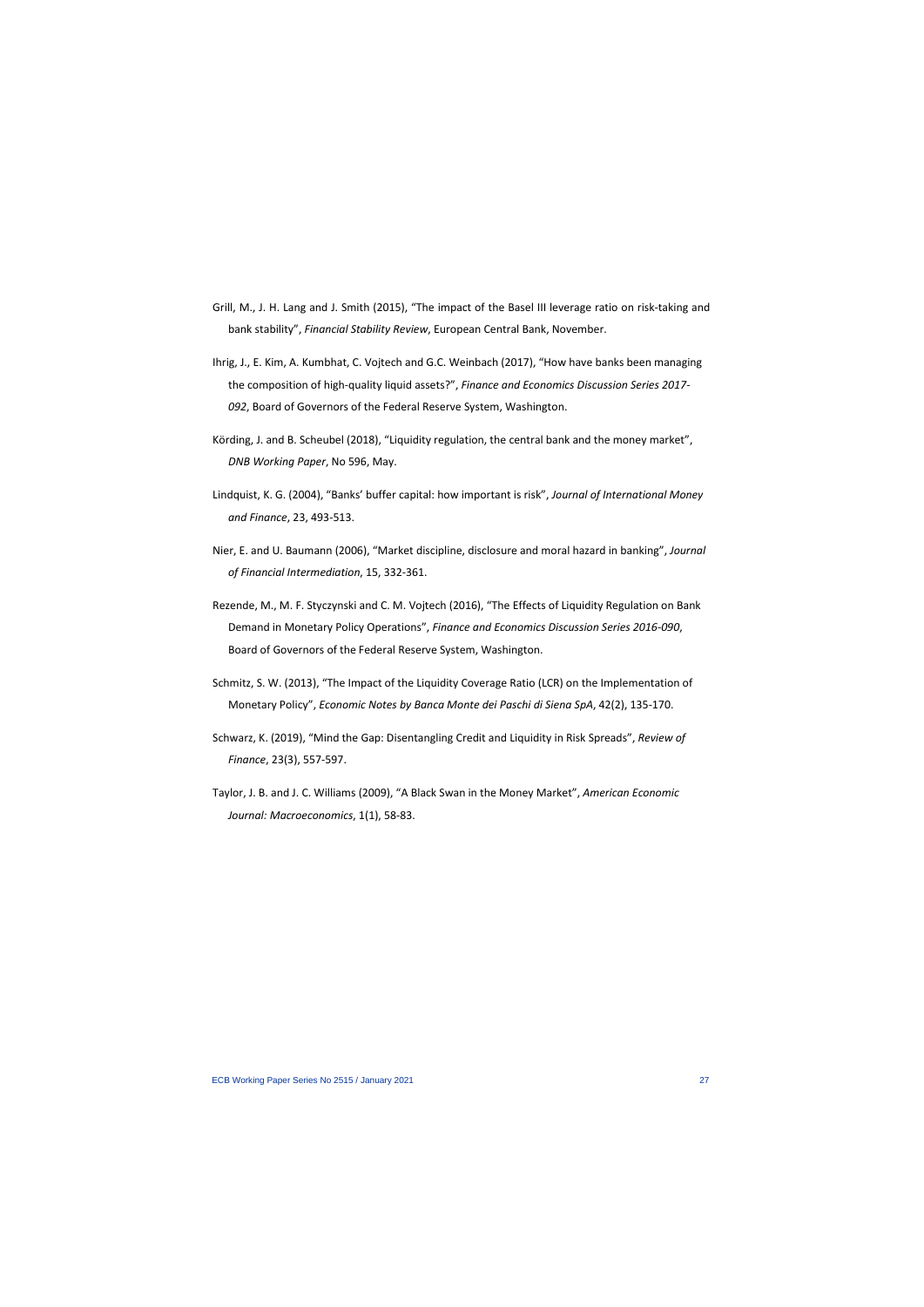Grill, M., J. H. Lang and J. Smith (2015), "The impact of the Basel III leverage ratio on risk-taking and bank stability", *Financial Stability Review*, European Central Bank, November.

Ihrig, J., E. Kim, A. Kumbhat, C. Vojtech and G.C. Weinbach (2017), "How have banks been managing the composition of high-quality liquid assets?", *Finance and Economics Discussion Series 2017-092*, Board of Governors of the Federal Reserve System, Washington.

Körding, J. and B. Scheubel (2018), "Liquidity regulation, the central bank and the money market", *DNB Working Paper*, No 596, May.

Lindquist, K. G. (2004), "Banks' buffer capital: how important is risk", *Journal of International Money and Finance*, 23, 493-513.

Nier, E. and U. Baumann (2006), "Market discipline, disclosure and moral hazard in banking", *Journal of Financial Intermediation*, 15, 332-361.

Rezende, M., M. F. Styczynski and C. M. Vojtech (2016), "The Effects of Liquidity Regulation on Bank Demand in Monetary Policy Operations", *Finance and Economics Discussion Series 2016-090*, Board of Governors of the Federal Reserve System, Washington.

Schmitz, S. W. (2013), "The Impact of the Liquidity Coverage Ratio (LCR) on the Implementation of Monetary Policy", *Economic Notes by Banca Monte dei Paschi di Siena SpA*, 42(2), 135-170.

Schwarz, K. (2019), "Mind the Gap: Disentangling Credit and Liquidity in Risk Spreads", *Review of Finance*, 23(3), 557-597.

Taylor, J. B. and J. C. Williams (2009), "A Black Swan in the Money Market", *American Economic Journal: Macroeconomics*, 1(1), 58-83.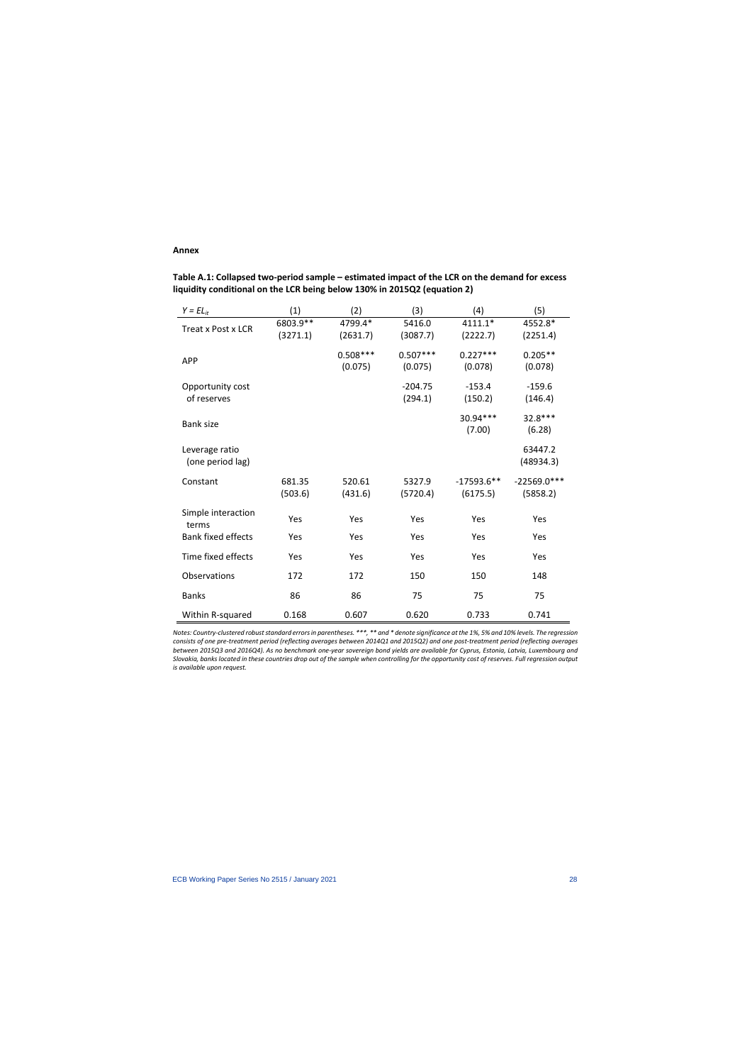**Annex**

**Table A.1: Collapsed two-period sample – estimated impact of the LCR on the demand for excess liquidity conditional on the LCR being below 130% in 2015Q2 (equation 2)**

| $Y = EL_{it}$ | (1) | (2) | (3) | (4) | (5) |
|---|---|---|---|---|---|
| Treat x Post x LCR | 6803.9** | 4799.4* | 5416.0 | 4111.1* | 4552.8* |
| | (3271.1) | (2631.7) | (3087.7) | (2222.7) | (2251.4) |
| APP | | 0.508*** | 0.507*** | 0.227*** | 0.205** |
| | | (0.075) | (0.075) | (0.078) | (0.078) |
| Opportunity cost of reserves | | | -204.75 | -153.4 | -159.6 |
| | | | (294.1) | (150.2) | (146.4) |
| Bank size | | | | 30.94*** | 32.8*** |
| | | | | (7.00) | (6.28) |
| Leverage ratio (one period lag) | | | | | 63447.2 |
| | | | | | (48934.3) |
| Constant | 681.35 | 520.61 | 5327.9 | -17593.6** | -22569.0*** |
| | (503.6) | (431.6) | (5720.4) | (6175.5) | (5858.2) |
| Simple interaction terms | Yes | Yes | Yes | Yes | Yes |
| Bank fixed effects | Yes | Yes | Yes | Yes | Yes |
| Time fixed effects | Yes | Yes | Yes | Yes | Yes |
| Observations | 172 | 172 | 150 | 150 | 148 |
| Banks | 86 | 86 | 75 | 75 | 75 |
| Within R-squared | 0.168 | 0.607 | 0.620 | 0.733 | 0.741 |

*Notes: Country-clustered robust standard errors in parentheses. ***, ** and * denote significance at the 1%, 5% and 10% levels. The regression consists of one pre-treatment period (reflecting averages between 2014Q1 and 2015Q2) and one post-treatment period (reflecting averages between 2015Q3 and 2016Q4). As no benchmark one-year sovereign bond yields are available for Cyprus, Estonia, Latvia, Luxembourg and Slovakia, banks located in these countries drop out of the sample when controlling for the opportunity cost of reserves. Full regression output is available upon request.*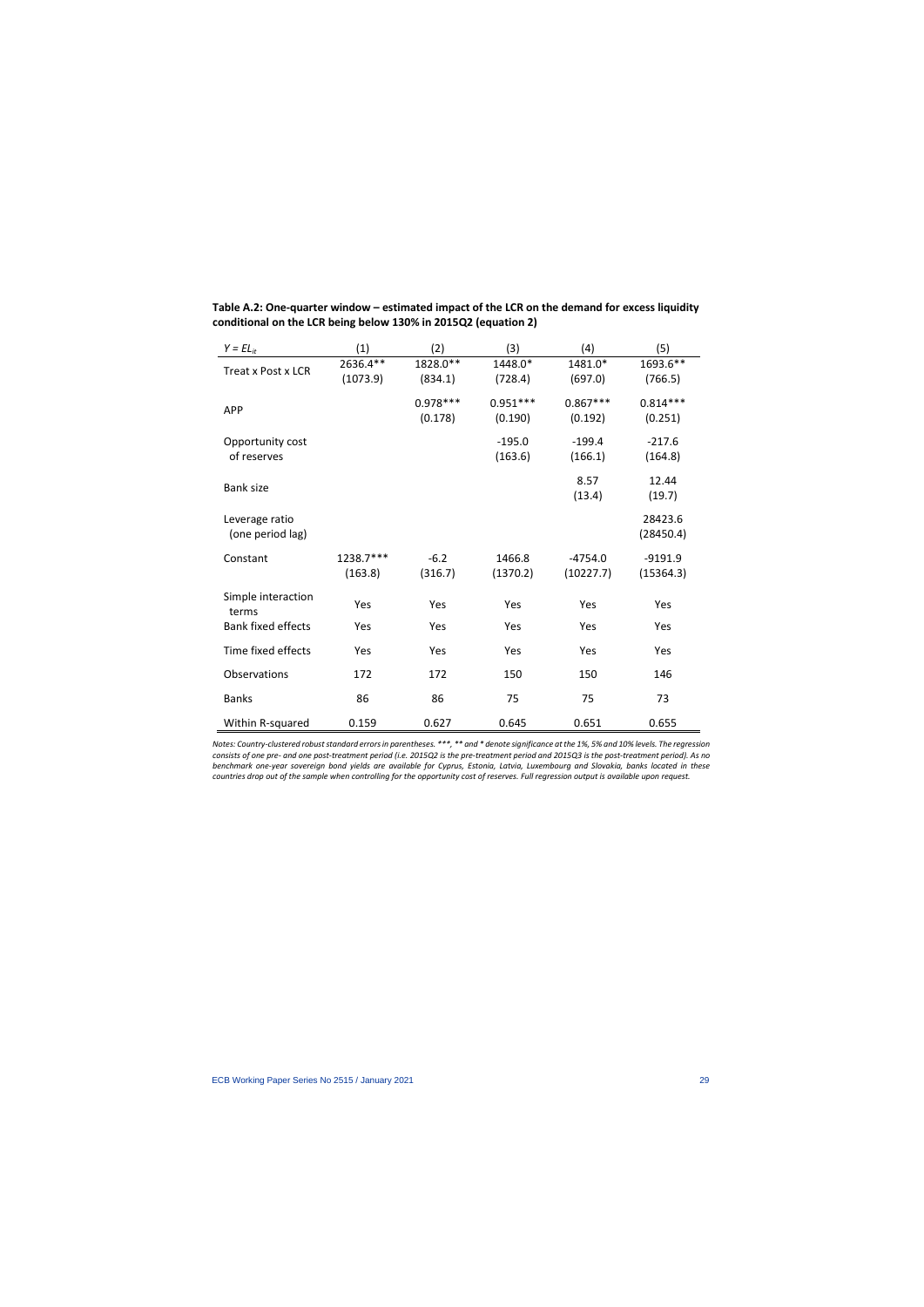**Table A.2: One-quarter window – estimated impact of the LCR on the demand for excess liquidity conditional on the LCR being below 130% in 2015Q2 (equation 2)**

| $Y = EL_{it}$ | (1) | (2) | (3) | (4) | (5) |
|---|---|---|---|---|---|
| Treat x Post x LCR | 2636.4** | 1828.0** | 1448.0* | 1481.0* | 1693.6** |
| | (1073.9) | (834.1) | (728.4) | (697.0) | (766.5) |
| APP | | 0.978*** | 0.951*** | 0.867*** | 0.814*** |
| | | (0.178) | (0.190) | (0.192) | (0.251) |
| Opportunity cost of reserves | | | -195.0 | -199.4 | -217.6 |
| | | | (163.6) | (166.1) | (164.8) |
| Bank size | | | | 8.57 | 12.44 |
| | | | | (13.4) | (19.7) |
| Leverage ratio (one period lag) | | | | | 28423.6 |
| | | | | | (28450.4) |
| Constant | 1238.7*** | -6.2 | 1466.8 | -4754.0 | -9191.9 |
| | (163.8) | (316.7) | (1370.2) | (10227.7) | (15364.3) |
| Simple interaction terms | Yes | Yes | Yes | Yes | Yes |
| Bank fixed effects | Yes | Yes | Yes | Yes | Yes |
| Time fixed effects | Yes | Yes | Yes | Yes | Yes |
| Observations | 172 | 172 | 150 | 150 | 146 |
| Banks | 86 | 86 | 75 | 75 | 73 |
| Within R-squared | 0.159 | 0.627 | 0.645 | 0.651 | 0.655 |

*Notes: Country-clustered robust standard errors in parentheses. ***, ** and * denote significance at the 1%, 5% and 10% levels. The regression consists of one pre- and one post-treatment period (i.e. 2015Q2 is the pre-treatment period and 2015Q3 is the post-treatment period). As no benchmark one-year sovereign bond yields are available for Cyprus, Estonia, Latvia, Luxembourg and Slovakia, banks located in these countries drop out of the sample when controlling for the opportunity cost of reserves. Full regression output is available upon request.*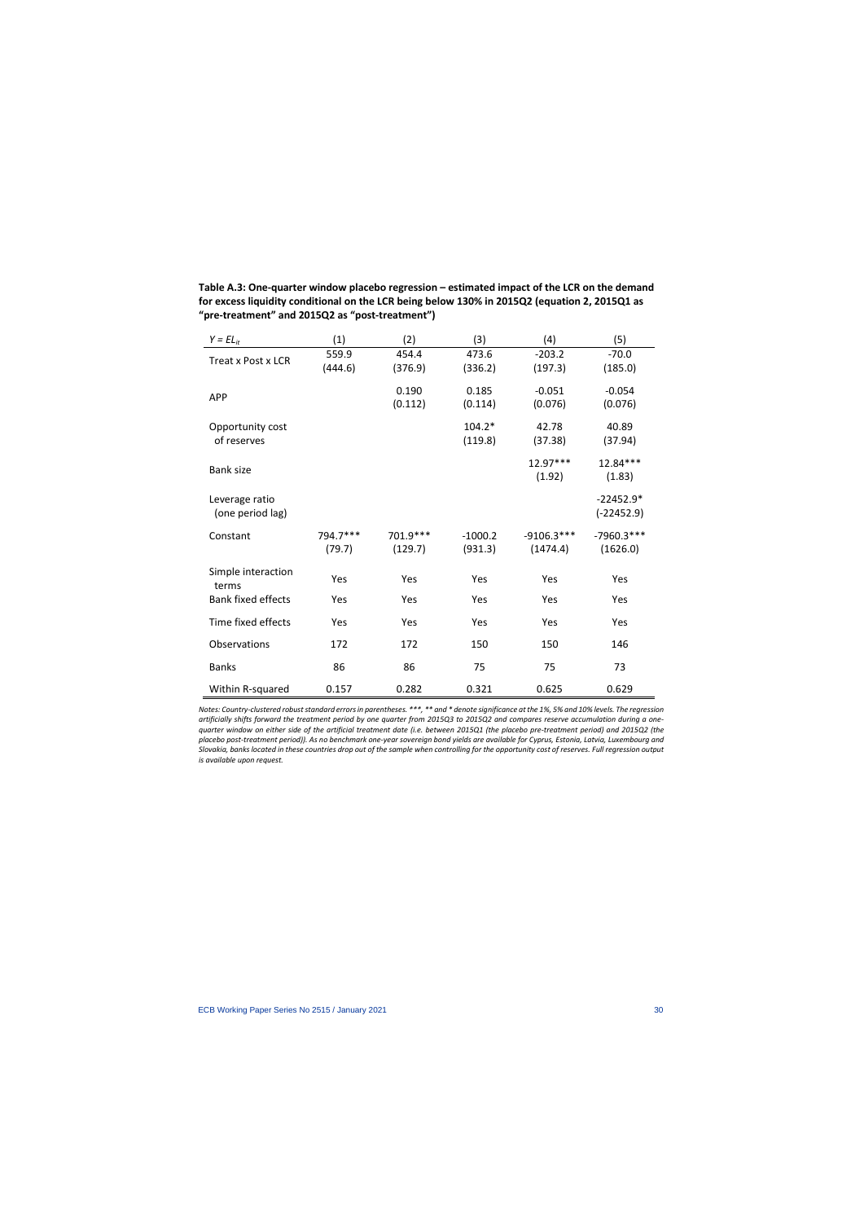**Table A.3: One-quarter window placebo regression – estimated impact of the LCR on the demand for excess liquidity conditional on the LCR being below 130% in 2015Q2 (equation 2, 2015Q1 as "pre-treatment" and 2015Q2 as "post-treatment")**

| $Y = EL_{it}$ | (1) | (2) | (3) | (4) | (5) |
|---|---|---|---|---|---|
| Treat x Post x LCR | 559.9 | 454.4 | 473.6 | -203.2 | -70.0 |
| | (444.6) | (376.9) | (336.2) | (197.3) | (185.0) |
| APP | | 0.190 | 0.185 | -0.051 | -0.054 |
| | | (0.112) | (0.114) | (0.076) | (0.076) |
| Opportunity cost of reserves | | | 104.2* | 42.78 | 40.89 |
| | | | (119.8) | (37.38) | (37.94) |
| Bank size | | | | 12.97*** | 12.84*** |
| | | | | (1.92) | (1.83) |
| Leverage ratio (one period lag) | | | | | -22452.9* |
| | | | | | (-22452.9) |
| Constant | 794.7*** | 701.9*** | -1000.2 | -9106.3*** | -7960.3*** |
| | (79.7) | (129.7) | (931.3) | (1474.4) | (1626.0) |
| Simple interaction terms | Yes | Yes | Yes | Yes | Yes |
| Bank fixed effects | Yes | Yes | Yes | Yes | Yes |
| Time fixed effects | Yes | Yes | Yes | Yes | Yes |
| Observations | 172 | 172 | 150 | 150 | 146 |
| Banks | 86 | 86 | 75 | 75 | 73 |
| Within R-squared | 0.157 | 0.282 | 0.321 | 0.625 | 0.629 |

*Notes: Country-clustered robust standard errors in parentheses. ***, ** and * denote significance at the 1%, 5% and 10% levels. The regression artificially shifts forward the treatment period by one quarter from 2015Q3 to 2015Q2 and compares reserve accumulation during a one-quarter window on either side of the artificial treatment date (i.e. between 2015Q1 (the placebo pre-treatment period) and 2015Q2 (the placebo post-treatment period)). As no benchmark one-year sovereign bond yields are available for Cyprus, Estonia, Latvia, Luxembourg and Slovakia, banks located in these countries drop out of the sample when controlling for the opportunity cost of reserves. Full regression output is available upon request.*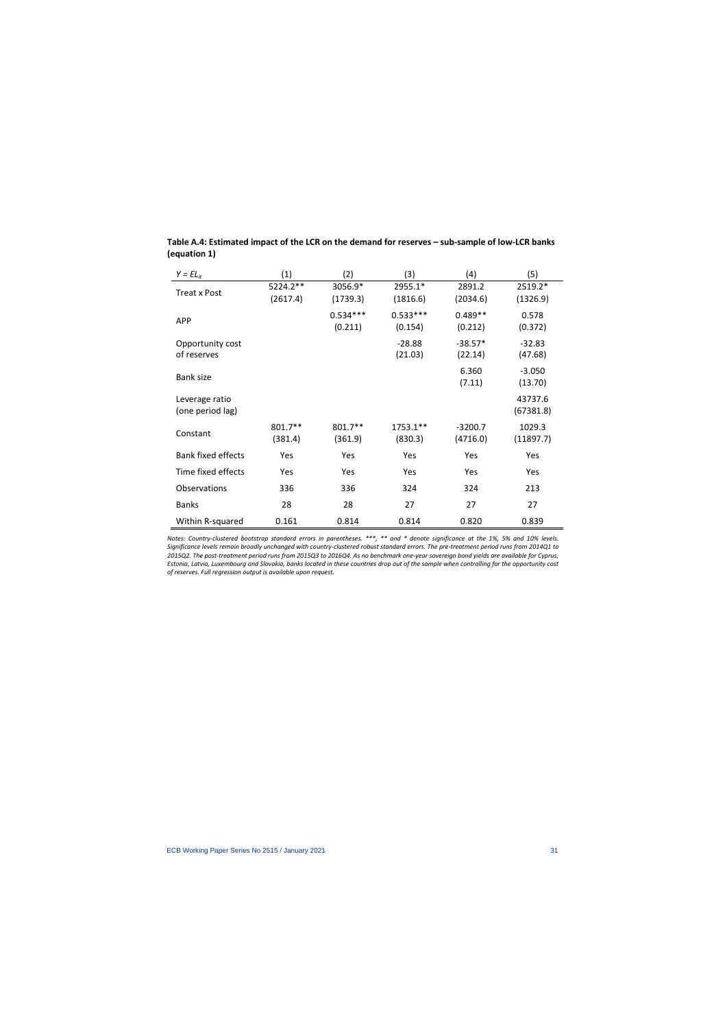**Table A.4: Estimated impact of the LCR on the demand for reserves – sub-sample of low-LCR banks (equation 1)**

| $Y = EL_{it}$ | (1) | (2) | (3) | (4) | (5) |
|---|---|---|---|---|---|
| Treat x Post | 5224.2** | 3056.9* | 2955.1* | 2891.2 | 2519.2* |
| | (2617.4) | (1739.3) | (1816.6) | (2034.6) | (1326.9) |
| APP | | 0.534*** | 0.533*** | 0.489** | 0.578 |
| | | (0.211) | (0.154) | (0.212) | (0.372) |
| Opportunity cost of reserves | | | -28.88 | -38.57* | -32.83 |
| | | | (21.03) | (22.14) | (47.68) |
| Bank size | | | | 6.360 | -3.050 |
| | | | | (7.11) | (13.70) |
| Leverage ratio (one period lag) | | | | | 43737.6 |
| | | | | | (67381.8) |
| Constant | 801.7** | 801.7** | 1753.1** | -3200.7 | 1029.3 |
| | (381.4) | (361.9) | (830.3) | (4716.0) | (11897.7) |
| Bank fixed effects | Yes | Yes | Yes | Yes | Yes |
| Time fixed effects | Yes | Yes | Yes | Yes | Yes |
| Observations | 336 | 336 | 324 | 324 | 213 |
| Banks | 28 | 28 | 27 | 27 | 27 |
| Within R-squared | 0.161 | 0.814 | 0.814 | 0.820 | 0.839 |

*Notes: Country-clustered bootstrap standard errors in parentheses. ***, ** and * denote significance at the 1%, 5% and 10% levels. Significance levels remain broadly unchanged with country-clustered robust standard errors. The pre-treatment period runs from 2014Q1 to 2015Q2. The post-treatment period runs from 2015Q3 to 2016Q4. As no benchmark one-year sovereign bond yields are available for Cyprus, Estonia, Latvia, Luxembourg and Slovakia, banks located in these countries drop out of the sample when controlling for the opportunity cost of reserves. Full regression output is available upon request.*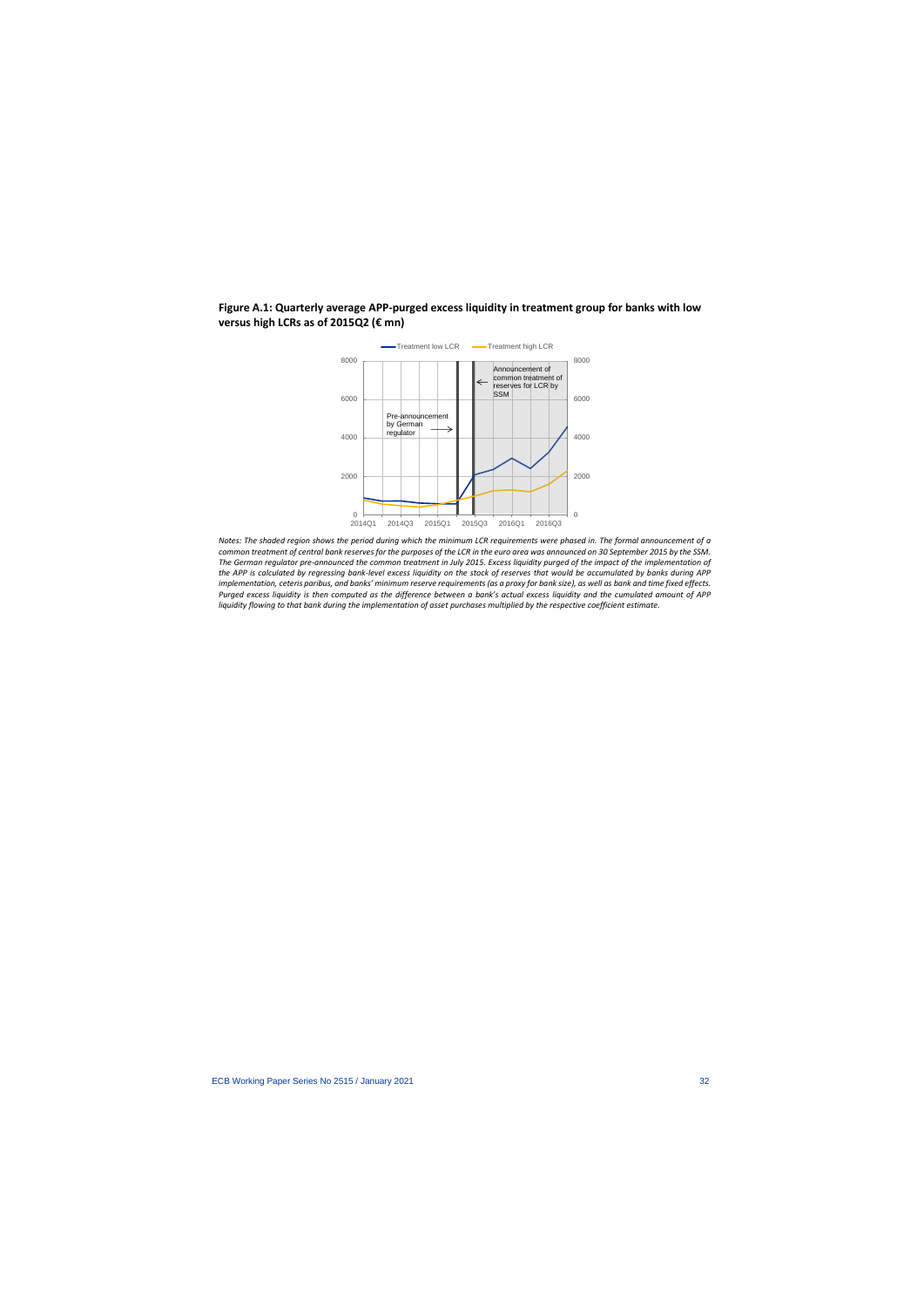**Figure A.1: Quarterly average APP-purged excess liquidity in treatment group for banks with low versus high LCRs as of 2015Q2 (€ mn)**

*Notes: The shaded region shows the period during which the minimum LCR requirements were phased in. The formal announcement of a common treatment of central bank reserves for the purposes of the LCR in the euro area was announced on 30 September 2015 by the SSM. The German regulator pre-announced the common treatment in July 2015. Excess liquidity purged of the impact of the implementation of the APP is calculated by regressing bank-level excess liquidity on the stock of reserves that would be accumulated by banks during APP implementation, ceteris paribus, and banks' minimum reserve requirements (as a proxy for bank size), as well as bank and time fixed effects. Purged excess liquidity is then computed as the difference between a bank's actual excess liquidity and the cumulated amount of APP liquidity flowing to that bank during the implementation of asset purchases multiplied by the respective coefficient estimate.*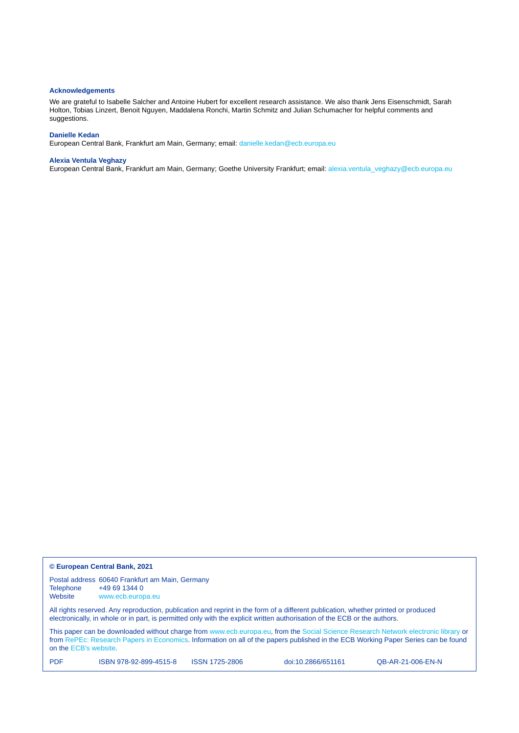**Acknowledgements**

We are grateful to Isabelle Salcher and Antoine Hubert for excellent research assistance. We also thank Jens Eisenschmidt, Sarah Holton, Tobias Linzert, Benoit Nguyen, Maddalena Ronchi, Martin Schmitz and Julian Schumacher for helpful comments and suggestions.

**Danielle Kedan**

European Central Bank, Frankfurt am Main, Germany; email: danielle.kedan@ecb.europa.eu

**Alexia Ventula Veghazy**

European Central Bank, Frankfurt am Main, Germany; Goethe University Frankfurt; email: alexia.ventula_veghazy@ecb.europa.eu

**© European Central Bank, 2021**

Postal address 60640 Frankfurt am Main, Germany
Telephone +49 69 1344 0
Website www.ecb.europa.eu

All rights reserved. Any reproduction, publication and reprint in the form of a different publication, whether printed or produced electronically, in whole or in part, is permitted only with the explicit written authorisation of the ECB or the authors.

This paper can be downloaded without charge from www.ecb.europa.eu, from the Social Science Research Network electronic library or from RePEc: Research Papers in Economics. Information on all of the papers published in the ECB Working Paper Series can be found on the ECB's website.

PDF ISBN 978-92-899-4515-8 ISSN 1725-2806 doi:10.2866/651161 QB-AR-21-006-EN-N